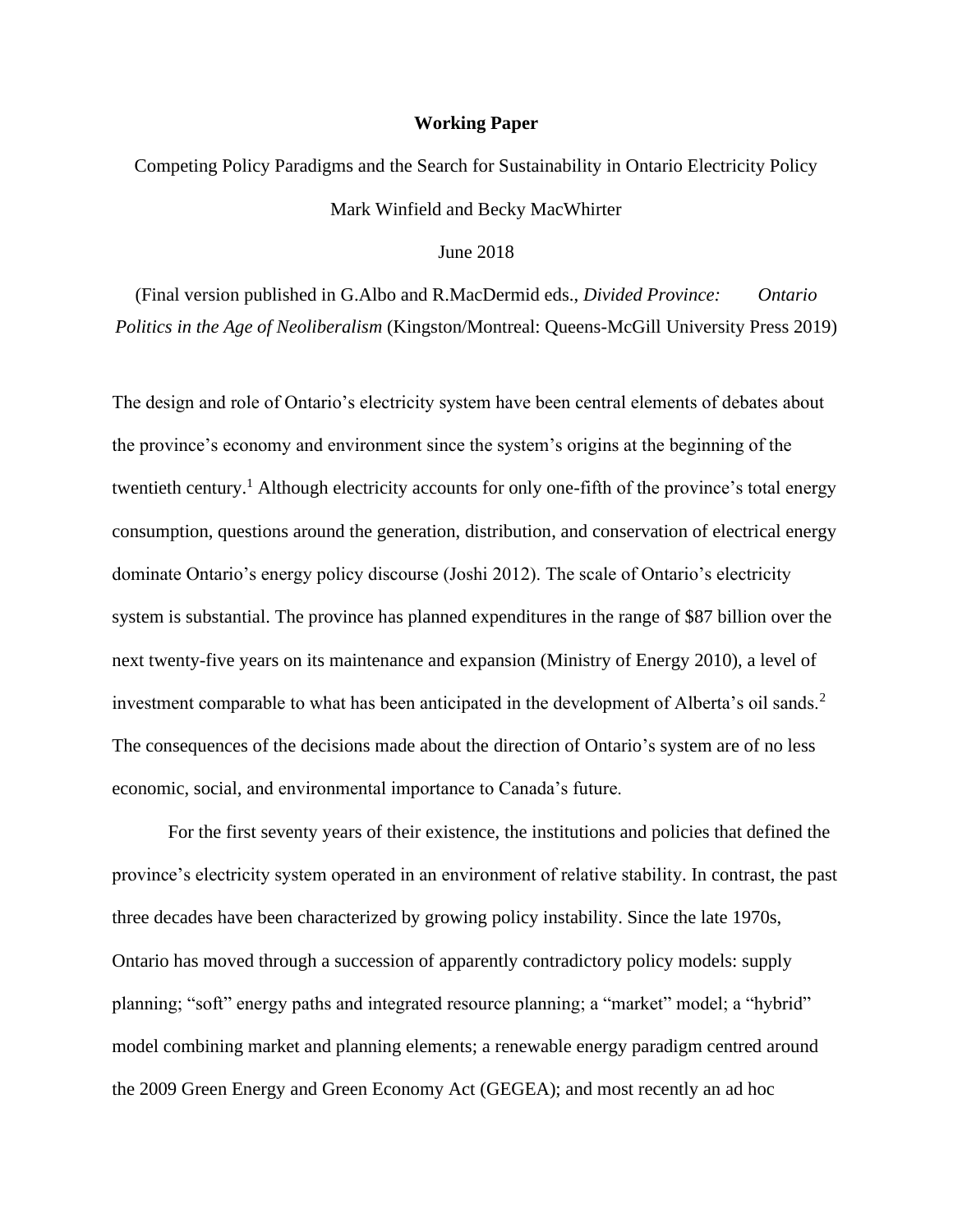**Working Paper**

Competing Policy Paradigms and the Search for Sustainability in Ontario Electricity Policy

Mark Winfield and Becky MacWhirter

June 2018

(Final version published in G.Albo and R.MacDermid eds., *Divided Province: Ontario Politics in the Age of Neoliberalism* (Kingston/Montreal: Queens-McGill University Press 2019)

The design and role of Ontario's electricity system have been central elements of debates about the province's economy and environment since the system's origins at the beginning of the twentieth century.[1] Although electricity accounts for only one-fifth of the province's total energy consumption, questions around the generation, distribution, and conservation of electrical energy dominate Ontario's energy policy discourse (Joshi 2012). The scale of Ontario's electricity system is substantial. The province has planned expenditures in the range of $87 billion over the next twenty-five years on its maintenance and expansion (Ministry of Energy 2010), a level of investment comparable to what has been anticipated in the development of Alberta's oil sands.[2] The consequences of the decisions made about the direction of Ontario's system are of no less economic, social, and environmental importance to Canada's future.

For the first seventy years of their existence, the institutions and policies that defined the province's electricity system operated in an environment of relative stability. In contrast, the past three decades have been characterized by growing policy instability. Since the late 1970s, Ontario has moved through a succession of apparently contradictory policy models: supply planning; "soft" energy paths and integrated resource planning; a "market" model; a "hybrid" model combining market and planning elements; a renewable energy paradigm centred around the 2009 Green Energy and Green Economy Act (GEGEA); and most recently an ad hoc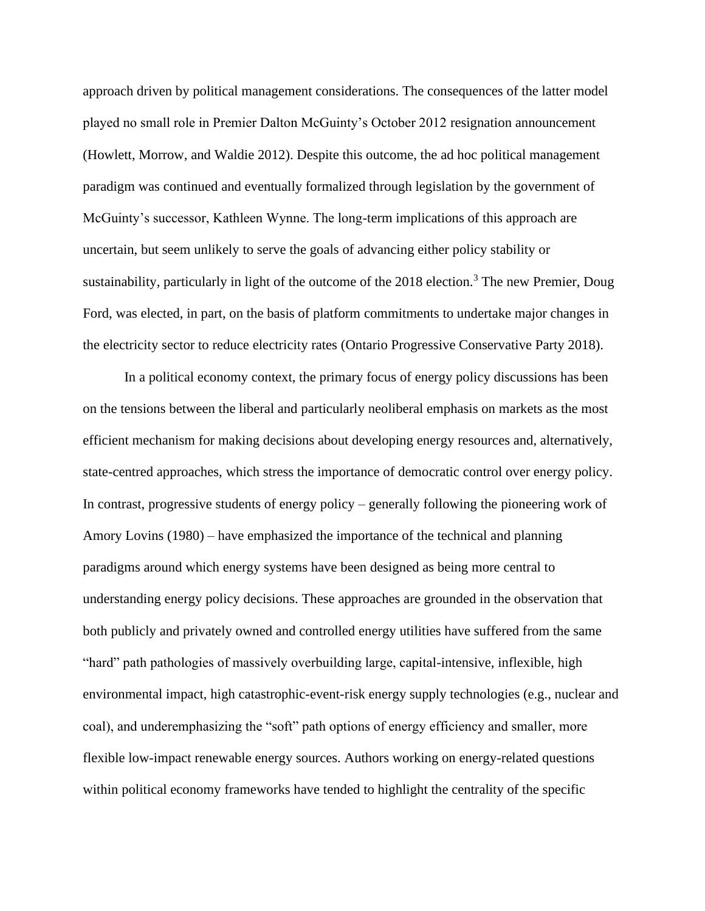approach driven by political management considerations. The consequences of the latter model played no small role in Premier Dalton McGuinty's October 2012 resignation announcement (Howlett, Morrow, and Waldie 2012). Despite this outcome, the ad hoc political management paradigm was continued and eventually formalized through legislation by the government of McGuinty's successor, Kathleen Wynne. The long-term implications of this approach are uncertain, but seem unlikely to serve the goals of advancing either policy stability or sustainability, particularly in light of the outcome of the 2018 election.[3] The new Premier, Doug Ford, was elected, in part, on the basis of platform commitments to undertake major changes in the electricity sector to reduce electricity rates (Ontario Progressive Conservative Party 2018).

In a political economy context, the primary focus of energy policy discussions has been on the tensions between the liberal and particularly neoliberal emphasis on markets as the most efficient mechanism for making decisions about developing energy resources and, alternatively, state-centred approaches, which stress the importance of democratic control over energy policy. In contrast, progressive students of energy policy – generally following the pioneering work of Amory Lovins (1980) – have emphasized the importance of the technical and planning paradigms around which energy systems have been designed as being more central to understanding energy policy decisions. These approaches are grounded in the observation that both publicly and privately owned and controlled energy utilities have suffered from the same "hard" path pathologies of massively overbuilding large, capital-intensive, inflexible, high environmental impact, high catastrophic-event-risk energy supply technologies (e.g., nuclear and coal), and underemphasizing the "soft" path options of energy efficiency and smaller, more flexible low-impact renewable energy sources. Authors working on energy-related questions within political economy frameworks have tended to highlight the centrality of the specific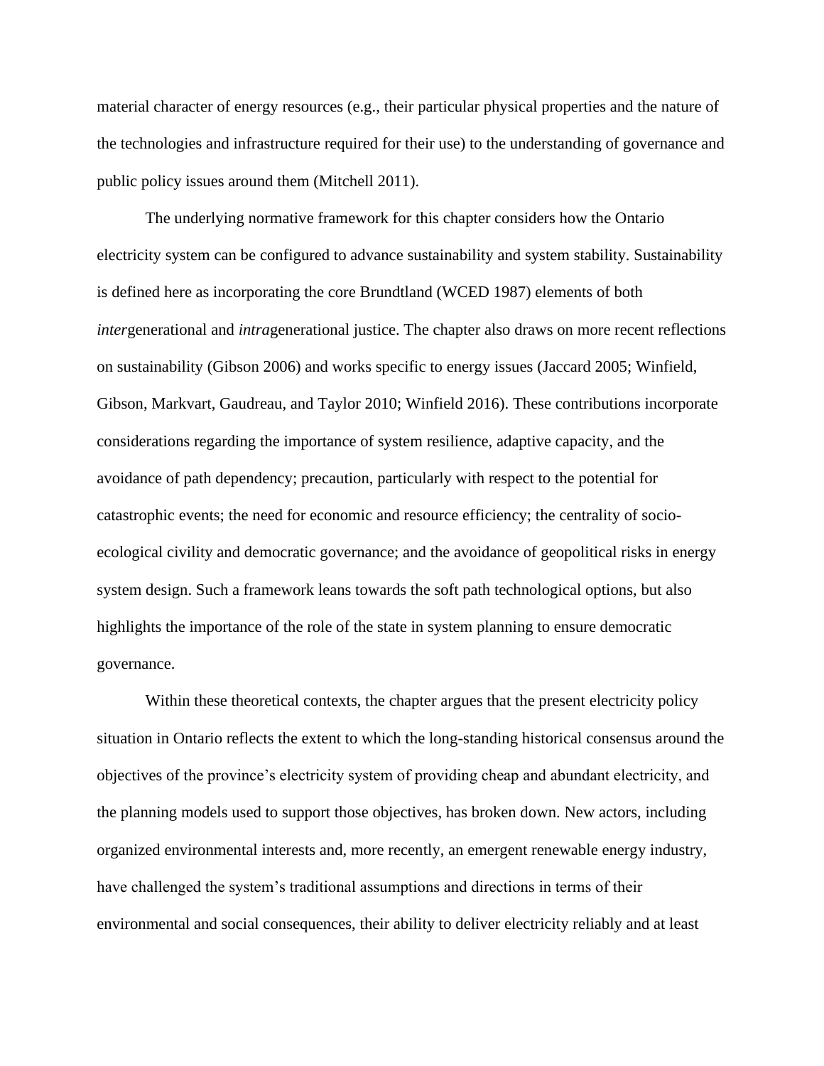material character of energy resources (e.g., their particular physical properties and the nature of the technologies and infrastructure required for their use) to the understanding of governance and public policy issues around them (Mitchell 2011).

The underlying normative framework for this chapter considers how the Ontario electricity system can be configured to advance sustainability and system stability. Sustainability is defined here as incorporating the core Brundtland (WCED 1987) elements of both *inter*generational and *intra*generational justice. The chapter also draws on more recent reflections on sustainability (Gibson 2006) and works specific to energy issues (Jaccard 2005; Winfield, Gibson, Markvart, Gaudreau, and Taylor 2010; Winfield 2016). These contributions incorporate considerations regarding the importance of system resilience, adaptive capacity, and the avoidance of path dependency; precaution, particularly with respect to the potential for catastrophic events; the need for economic and resource efficiency; the centrality of socio-ecological civility and democratic governance; and the avoidance of geopolitical risks in energy system design. Such a framework leans towards the soft path technological options, but also highlights the importance of the role of the state in system planning to ensure democratic governance.

Within these theoretical contexts, the chapter argues that the present electricity policy situation in Ontario reflects the extent to which the long-standing historical consensus around the objectives of the province's electricity system of providing cheap and abundant electricity, and the planning models used to support those objectives, has broken down. New actors, including organized environmental interests and, more recently, an emergent renewable energy industry, have challenged the system's traditional assumptions and directions in terms of their environmental and social consequences, their ability to deliver electricity reliably and at least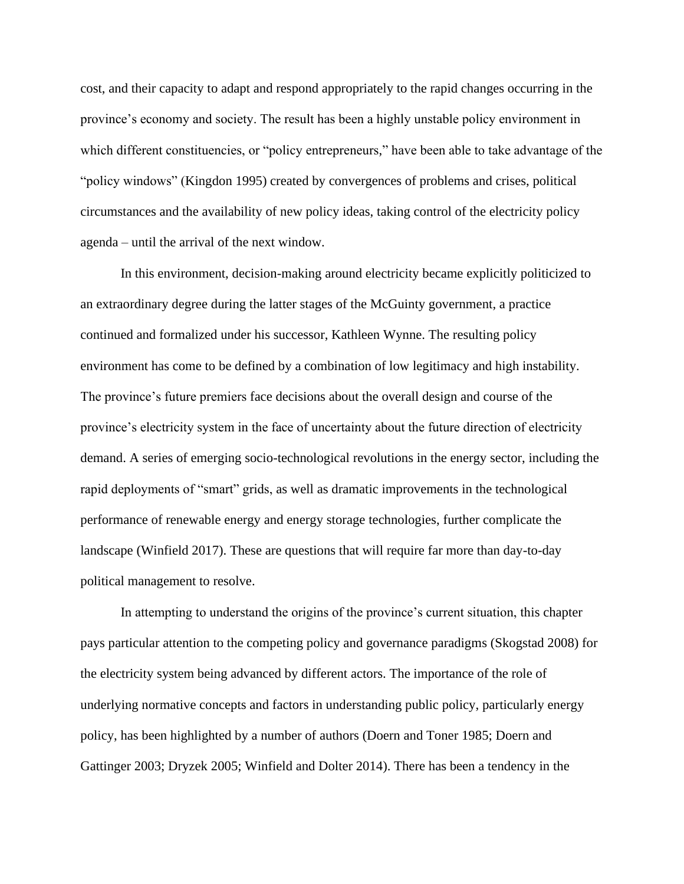cost, and their capacity to adapt and respond appropriately to the rapid changes occurring in the province's economy and society. The result has been a highly unstable policy environment in which different constituencies, or "policy entrepreneurs," have been able to take advantage of the "policy windows" (Kingdon 1995) created by convergences of problems and crises, political circumstances and the availability of new policy ideas, taking control of the electricity policy agenda – until the arrival of the next window.

In this environment, decision-making around electricity became explicitly politicized to an extraordinary degree during the latter stages of the McGuinty government, a practice continued and formalized under his successor, Kathleen Wynne. The resulting policy environment has come to be defined by a combination of low legitimacy and high instability. The province's future premiers face decisions about the overall design and course of the province's electricity system in the face of uncertainty about the future direction of electricity demand. A series of emerging socio-technological revolutions in the energy sector, including the rapid deployments of "smart" grids, as well as dramatic improvements in the technological performance of renewable energy and energy storage technologies, further complicate the landscape (Winfield 2017). These are questions that will require far more than day-to-day political management to resolve.

In attempting to understand the origins of the province's current situation, this chapter pays particular attention to the competing policy and governance paradigms (Skogstad 2008) for the electricity system being advanced by different actors. The importance of the role of underlying normative concepts and factors in understanding public policy, particularly energy policy, has been highlighted by a number of authors (Doern and Toner 1985; Doern and Gattinger 2003; Dryzek 2005; Winfield and Dolter 2014). There has been a tendency in the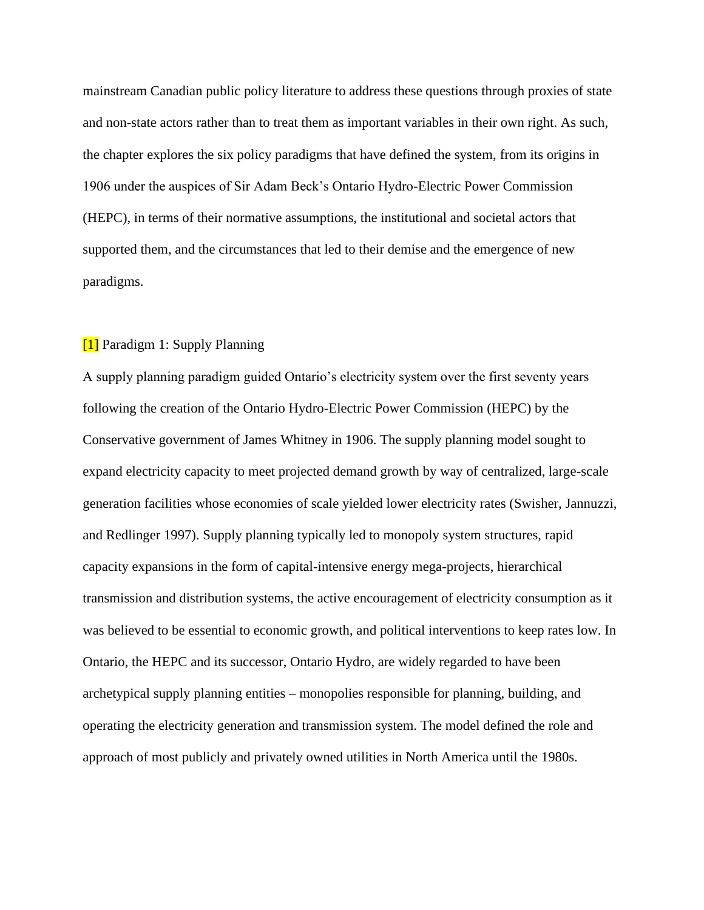mainstream Canadian public policy literature to address these questions through proxies of state and non-state actors rather than to treat them as important variables in their own right. As such, the chapter explores the six policy paradigms that have defined the system, from its origins in 1906 under the auspices of Sir Adam Beck's Ontario Hydro-Electric Power Commission (HEPC), in terms of their normative assumptions, the institutional and societal actors that supported them, and the circumstances that led to their demise and the emergence of new paradigms.

## [1] Paradigm 1: Supply Planning

A supply planning paradigm guided Ontario's electricity system over the first seventy years following the creation of the Ontario Hydro-Electric Power Commission (HEPC) by the Conservative government of James Whitney in 1906. The supply planning model sought to expand electricity capacity to meet projected demand growth by way of centralized, large-scale generation facilities whose economies of scale yielded lower electricity rates (Swisher, Jannuzzi, and Redlinger 1997). Supply planning typically led to monopoly system structures, rapid capacity expansions in the form of capital-intensive energy mega-projects, hierarchical transmission and distribution systems, the active encouragement of electricity consumption as it was believed to be essential to economic growth, and political interventions to keep rates low. In Ontario, the HEPC and its successor, Ontario Hydro, are widely regarded to have been archetypical supply planning entities – monopolies responsible for planning, building, and operating the electricity generation and transmission system. The model defined the role and approach of most publicly and privately owned utilities in North America until the 1980s.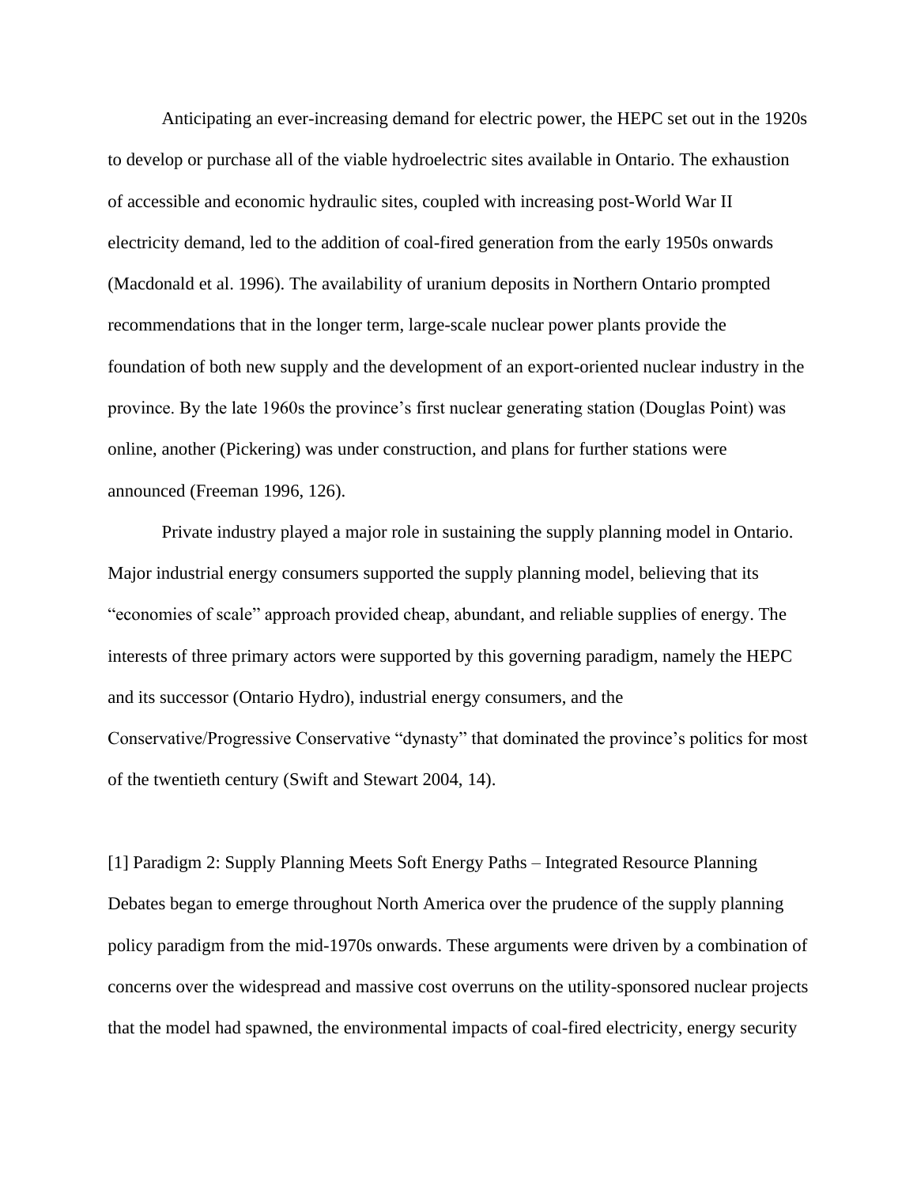Anticipating an ever-increasing demand for electric power, the HEPC set out in the 1920s to develop or purchase all of the viable hydroelectric sites available in Ontario. The exhaustion of accessible and economic hydraulic sites, coupled with increasing post-World War II electricity demand, led to the addition of coal-fired generation from the early 1950s onwards (Macdonald et al. 1996). The availability of uranium deposits in Northern Ontario prompted recommendations that in the longer term, large-scale nuclear power plants provide the foundation of both new supply and the development of an export-oriented nuclear industry in the province. By the late 1960s the province's first nuclear generating station (Douglas Point) was online, another (Pickering) was under construction, and plans for further stations were announced (Freeman 1996, 126).

Private industry played a major role in sustaining the supply planning model in Ontario. Major industrial energy consumers supported the supply planning model, believing that its "economies of scale" approach provided cheap, abundant, and reliable supplies of energy. The interests of three primary actors were supported by this governing paradigm, namely the HEPC and its successor (Ontario Hydro), industrial energy consumers, and the Conservative/Progressive Conservative "dynasty" that dominated the province's politics for most of the twentieth century (Swift and Stewart 2004, 14).

[1] Paradigm 2: Supply Planning Meets Soft Energy Paths – Integrated Resource Planning

Debates began to emerge throughout North America over the prudence of the supply planning policy paradigm from the mid-1970s onwards. These arguments were driven by a combination of concerns over the widespread and massive cost overruns on the utility-sponsored nuclear projects that the model had spawned, the environmental impacts of coal-fired electricity, energy security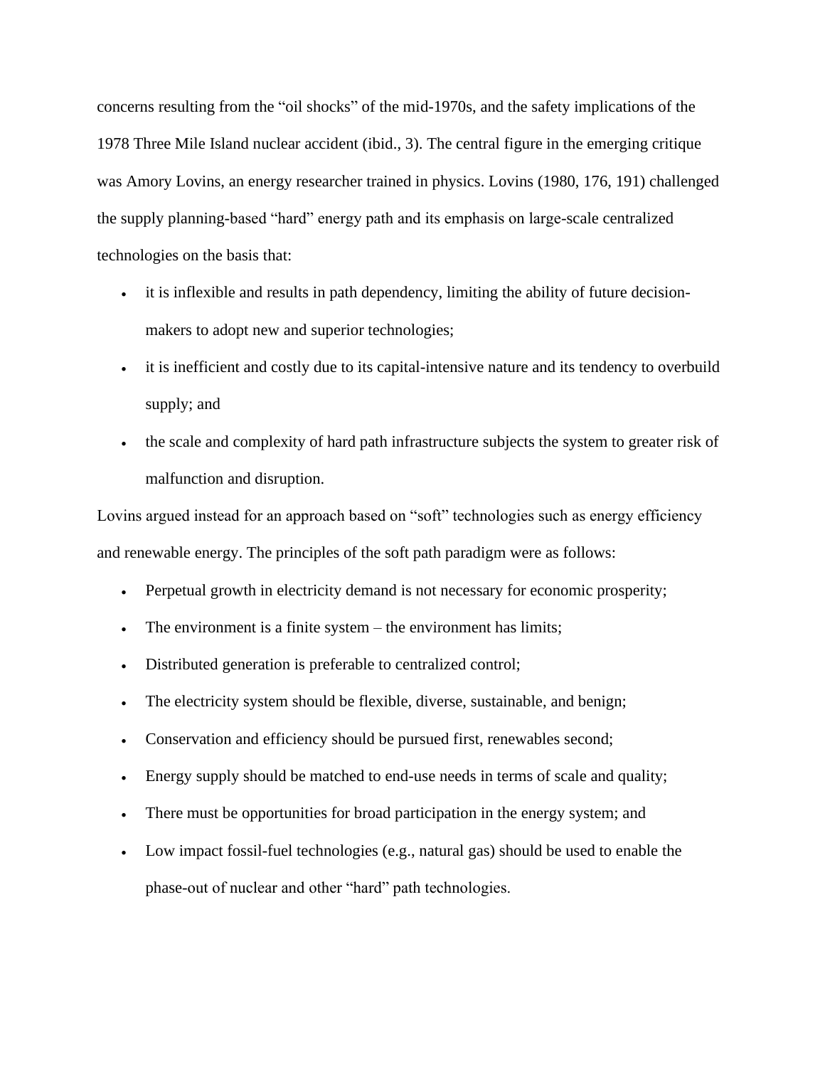concerns resulting from the "oil shocks" of the mid-1970s, and the safety implications of the 1978 Three Mile Island nuclear accident (ibid., 3). The central figure in the emerging critique was Amory Lovins, an energy researcher trained in physics. Lovins (1980, 176, 191) challenged the supply planning-based "hard" energy path and its emphasis on large-scale centralized technologies on the basis that:

- it is inflexible and results in path dependency, limiting the ability of future decision-makers to adopt new and superior technologies;
- it is inefficient and costly due to its capital-intensive nature and its tendency to overbuild supply; and
- the scale and complexity of hard path infrastructure subjects the system to greater risk of malfunction and disruption.

Lovins argued instead for an approach based on "soft" technologies such as energy efficiency and renewable energy. The principles of the soft path paradigm were as follows:

- Perpetual growth in electricity demand is not necessary for economic prosperity;
- The environment is a finite system – the environment has limits;
- Distributed generation is preferable to centralized control;
- The electricity system should be flexible, diverse, sustainable, and benign;
- Conservation and efficiency should be pursued first, renewables second;
- Energy supply should be matched to end-use needs in terms of scale and quality;
- There must be opportunities for broad participation in the energy system; and
- Low impact fossil-fuel technologies (e.g., natural gas) should be used to enable the phase-out of nuclear and other "hard" path technologies.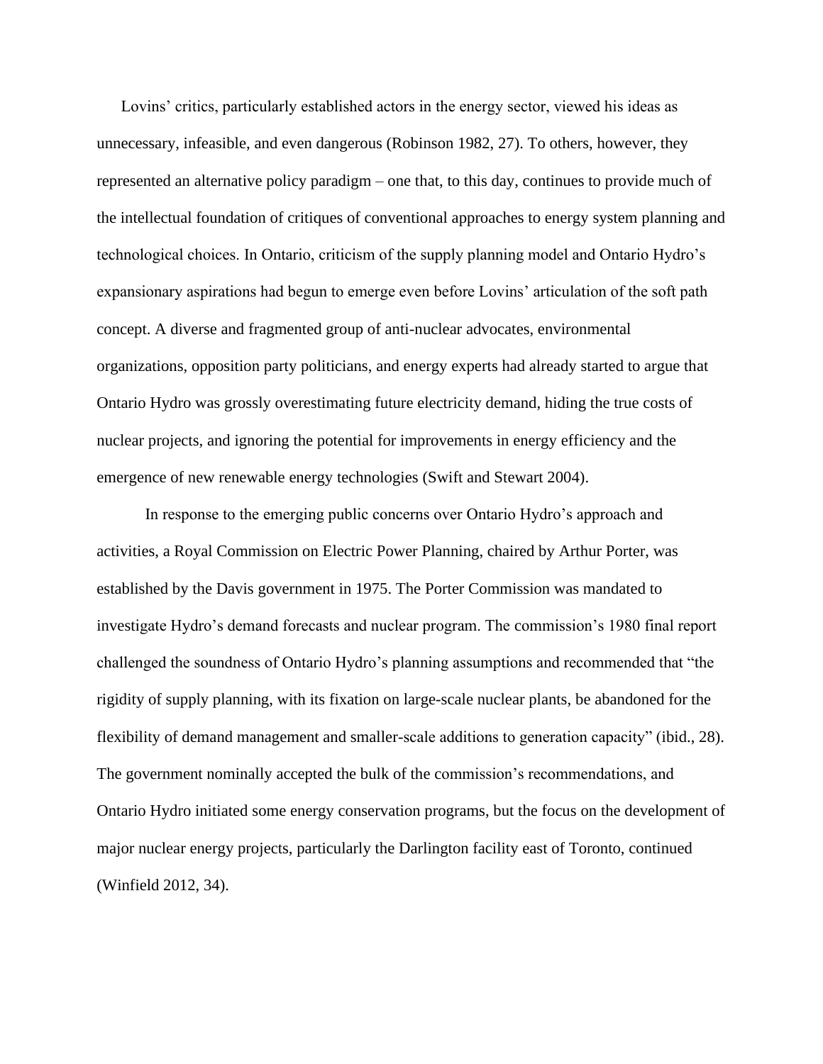Lovins' critics, particularly established actors in the energy sector, viewed his ideas as unnecessary, infeasible, and even dangerous (Robinson 1982, 27). To others, however, they represented an alternative policy paradigm – one that, to this day, continues to provide much of the intellectual foundation of critiques of conventional approaches to energy system planning and technological choices. In Ontario, criticism of the supply planning model and Ontario Hydro's expansionary aspirations had begun to emerge even before Lovins' articulation of the soft path concept. A diverse and fragmented group of anti-nuclear advocates, environmental organizations, opposition party politicians, and energy experts had already started to argue that Ontario Hydro was grossly overestimating future electricity demand, hiding the true costs of nuclear projects, and ignoring the potential for improvements in energy efficiency and the emergence of new renewable energy technologies (Swift and Stewart 2004).

In response to the emerging public concerns over Ontario Hydro's approach and activities, a Royal Commission on Electric Power Planning, chaired by Arthur Porter, was established by the Davis government in 1975. The Porter Commission was mandated to investigate Hydro's demand forecasts and nuclear program. The commission's 1980 final report challenged the soundness of Ontario Hydro's planning assumptions and recommended that "the rigidity of supply planning, with its fixation on large-scale nuclear plants, be abandoned for the flexibility of demand management and smaller-scale additions to generation capacity" (ibid., 28). The government nominally accepted the bulk of the commission's recommendations, and Ontario Hydro initiated some energy conservation programs, but the focus on the development of major nuclear energy projects, particularly the Darlington facility east of Toronto, continued (Winfield 2012, 34).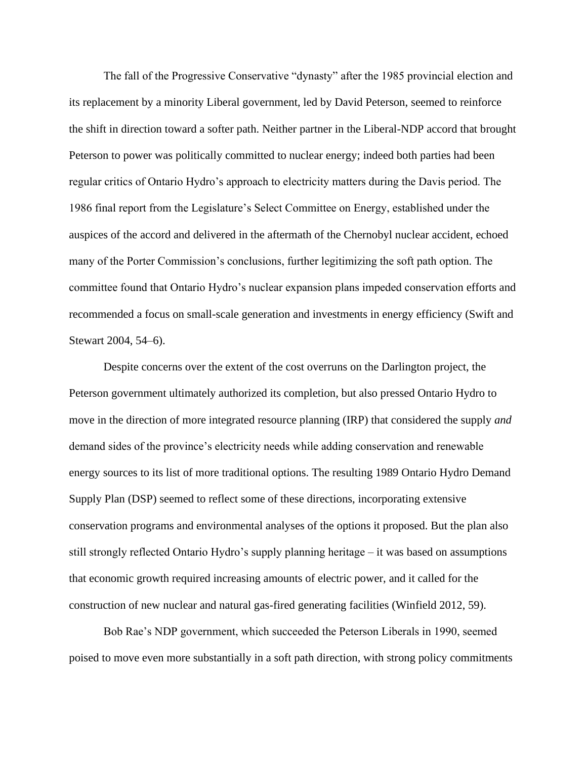The fall of the Progressive Conservative "dynasty" after the 1985 provincial election and its replacement by a minority Liberal government, led by David Peterson, seemed to reinforce the shift in direction toward a softer path. Neither partner in the Liberal-NDP accord that brought Peterson to power was politically committed to nuclear energy; indeed both parties had been regular critics of Ontario Hydro's approach to electricity matters during the Davis period. The 1986 final report from the Legislature's Select Committee on Energy, established under the auspices of the accord and delivered in the aftermath of the Chernobyl nuclear accident, echoed many of the Porter Commission's conclusions, further legitimizing the soft path option. The committee found that Ontario Hydro's nuclear expansion plans impeded conservation efforts and recommended a focus on small-scale generation and investments in energy efficiency (Swift and Stewart 2004, 54–6).

Despite concerns over the extent of the cost overruns on the Darlington project, the Peterson government ultimately authorized its completion, but also pressed Ontario Hydro to move in the direction of more integrated resource planning (IRP) that considered the supply *and* demand sides of the province's electricity needs while adding conservation and renewable energy sources to its list of more traditional options. The resulting 1989 Ontario Hydro Demand Supply Plan (DSP) seemed to reflect some of these directions, incorporating extensive conservation programs and environmental analyses of the options it proposed. But the plan also still strongly reflected Ontario Hydro's supply planning heritage – it was based on assumptions that economic growth required increasing amounts of electric power, and it called for the construction of new nuclear and natural gas-fired generating facilities (Winfield 2012, 59).

Bob Rae's NDP government, which succeeded the Peterson Liberals in 1990, seemed poised to move even more substantially in a soft path direction, with strong policy commitments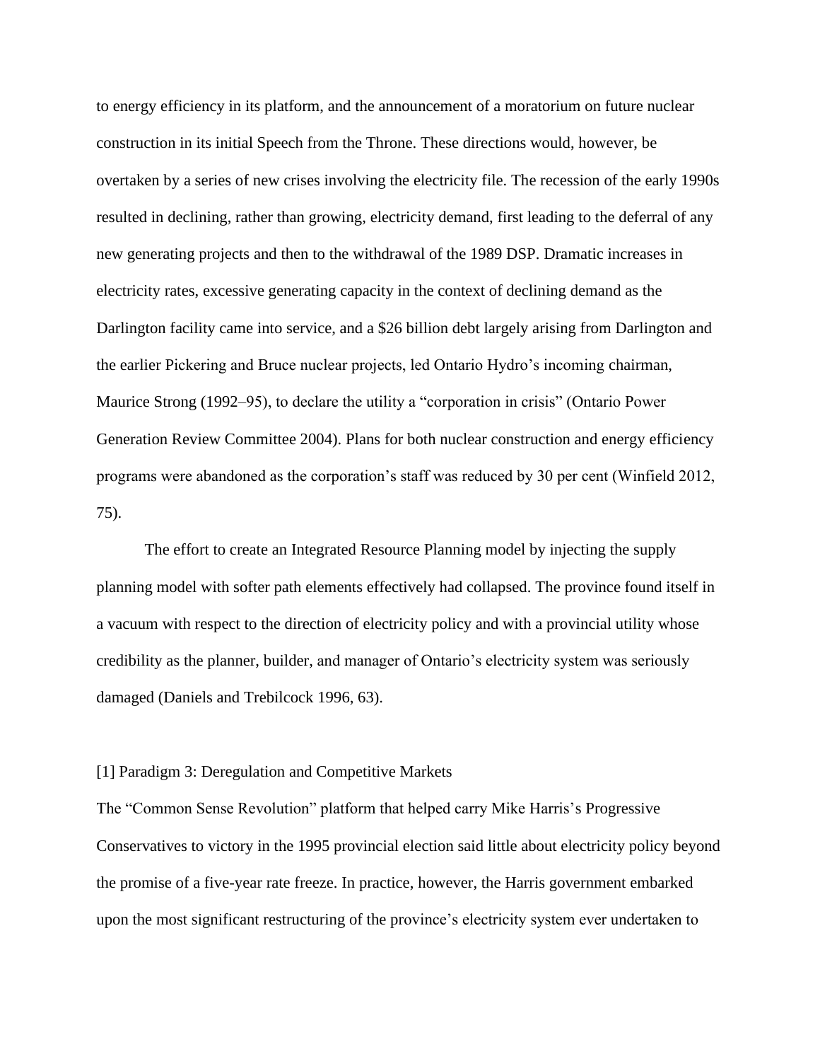to energy efficiency in its platform, and the announcement of a moratorium on future nuclear construction in its initial Speech from the Throne. These directions would, however, be overtaken by a series of new crises involving the electricity file. The recession of the early 1990s resulted in declining, rather than growing, electricity demand, first leading to the deferral of any new generating projects and then to the withdrawal of the 1989 DSP. Dramatic increases in electricity rates, excessive generating capacity in the context of declining demand as the Darlington facility came into service, and a $26 billion debt largely arising from Darlington and the earlier Pickering and Bruce nuclear projects, led Ontario Hydro's incoming chairman, Maurice Strong (1992–95), to declare the utility a "corporation in crisis" (Ontario Power Generation Review Committee 2004). Plans for both nuclear construction and energy efficiency programs were abandoned as the corporation's staff was reduced by 30 per cent (Winfield 2012, 75).

The effort to create an Integrated Resource Planning model by injecting the supply planning model with softer path elements effectively had collapsed. The province found itself in a vacuum with respect to the direction of electricity policy and with a provincial utility whose credibility as the planner, builder, and manager of Ontario's electricity system was seriously damaged (Daniels and Trebilcock 1996, 63).

## [1] Paradigm 3: Deregulation and Competitive Markets

The "Common Sense Revolution" platform that helped carry Mike Harris's Progressive Conservatives to victory in the 1995 provincial election said little about electricity policy beyond the promise of a five-year rate freeze. In practice, however, the Harris government embarked upon the most significant restructuring of the province's electricity system ever undertaken to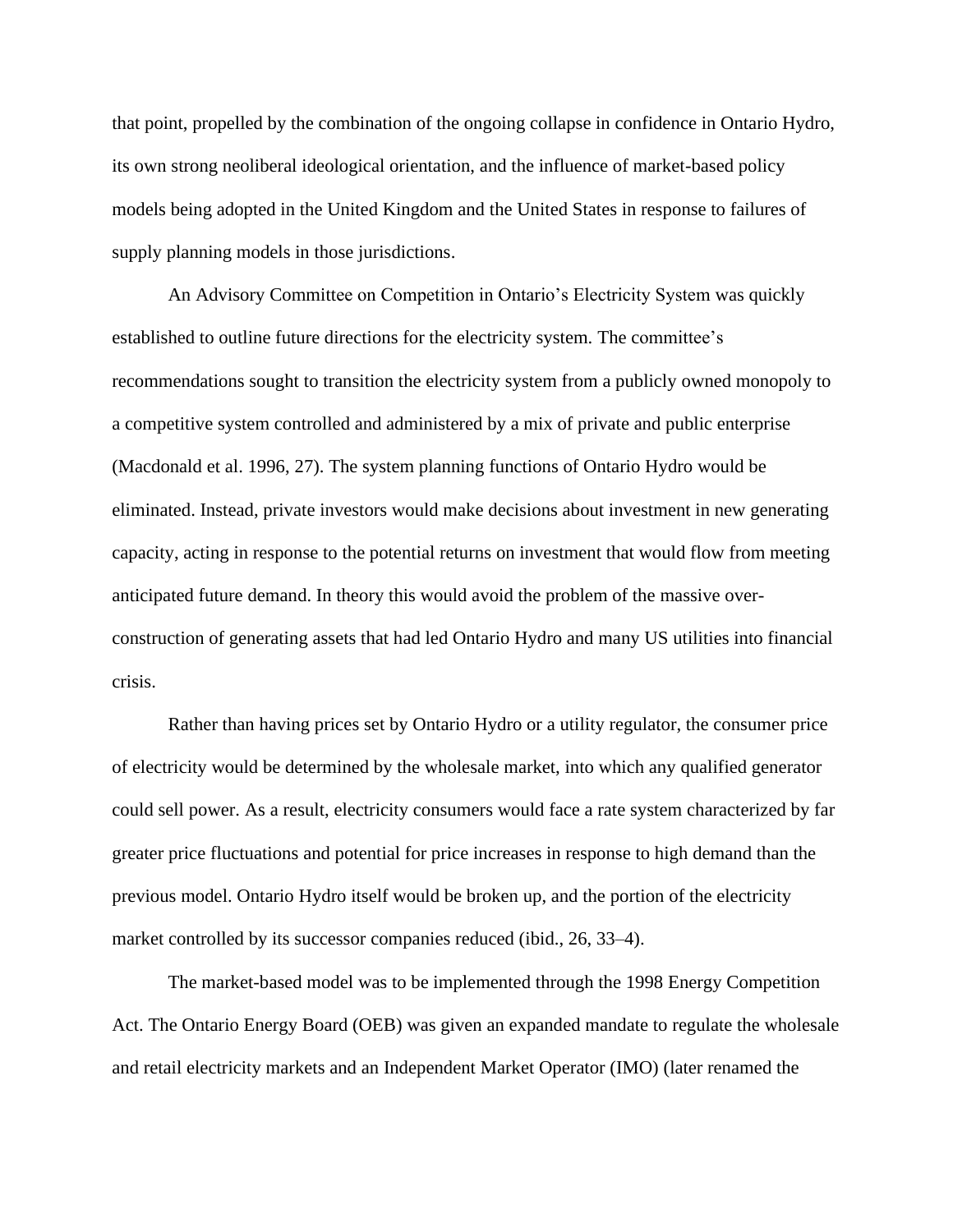that point, propelled by the combination of the ongoing collapse in confidence in Ontario Hydro, its own strong neoliberal ideological orientation, and the influence of market-based policy models being adopted in the United Kingdom and the United States in response to failures of supply planning models in those jurisdictions.

An Advisory Committee on Competition in Ontario's Electricity System was quickly established to outline future directions for the electricity system. The committee's recommendations sought to transition the electricity system from a publicly owned monopoly to a competitive system controlled and administered by a mix of private and public enterprise (Macdonald et al. 1996, 27). The system planning functions of Ontario Hydro would be eliminated. Instead, private investors would make decisions about investment in new generating capacity, acting in response to the potential returns on investment that would flow from meeting anticipated future demand. In theory this would avoid the problem of the massive over-construction of generating assets that had led Ontario Hydro and many US utilities into financial crisis.

Rather than having prices set by Ontario Hydro or a utility regulator, the consumer price of electricity would be determined by the wholesale market, into which any qualified generator could sell power. As a result, electricity consumers would face a rate system characterized by far greater price fluctuations and potential for price increases in response to high demand than the previous model. Ontario Hydro itself would be broken up, and the portion of the electricity market controlled by its successor companies reduced (ibid., 26, 33–4).

The market-based model was to be implemented through the 1998 Energy Competition Act. The Ontario Energy Board (OEB) was given an expanded mandate to regulate the wholesale and retail electricity markets and an Independent Market Operator (IMO) (later renamed the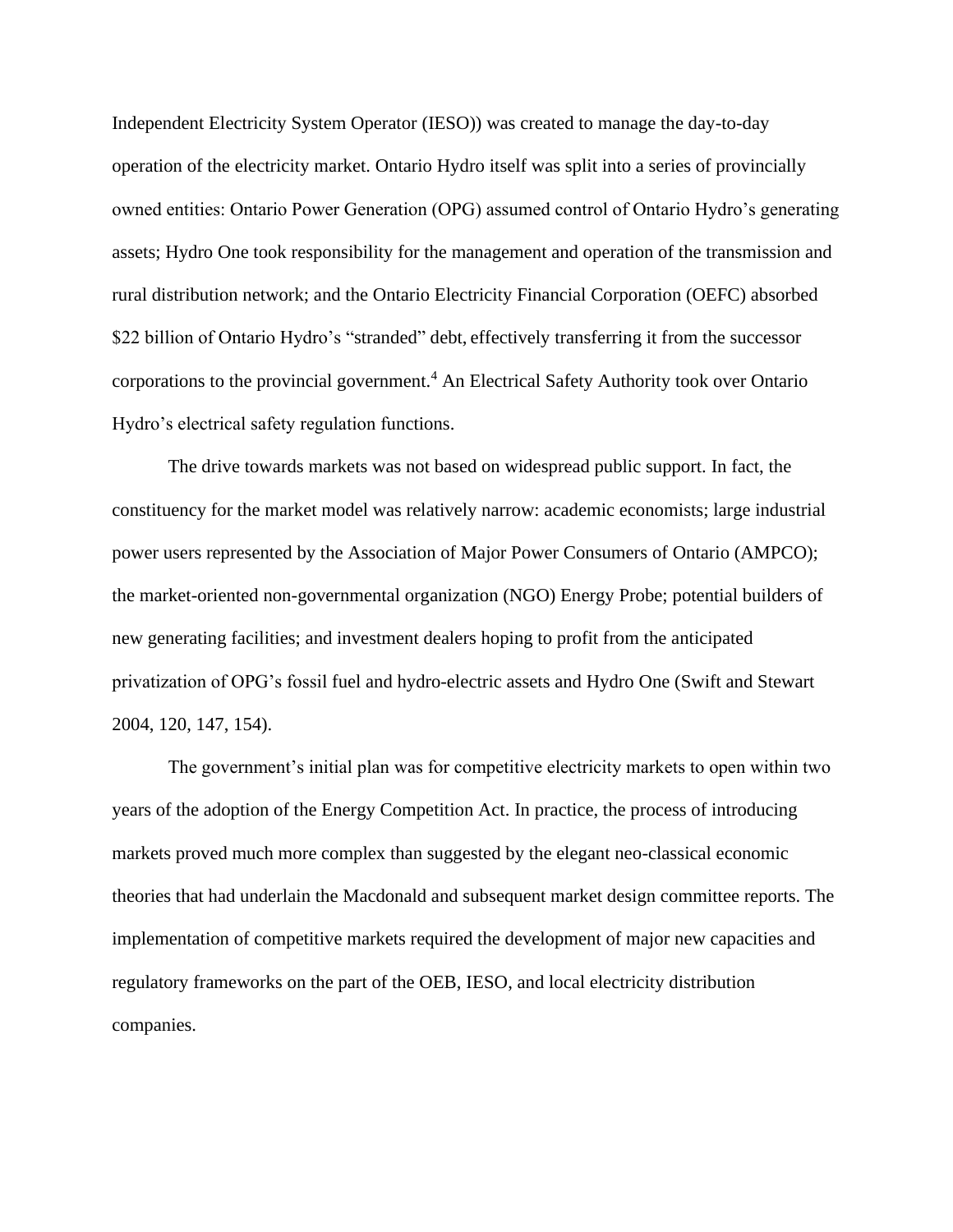Independent Electricity System Operator (IESO)) was created to manage the day-to-day operation of the electricity market. Ontario Hydro itself was split into a series of provincially owned entities: Ontario Power Generation (OPG) assumed control of Ontario Hydro's generating assets; Hydro One took responsibility for the management and operation of the transmission and rural distribution network; and the Ontario Electricity Financial Corporation (OEFC) absorbed $22 billion of Ontario Hydro's "stranded" debt, effectively transferring it from the successor corporations to the provincial government.[4] An Electrical Safety Authority took over Ontario Hydro's electrical safety regulation functions.

The drive towards markets was not based on widespread public support. In fact, the constituency for the market model was relatively narrow: academic economists; large industrial power users represented by the Association of Major Power Consumers of Ontario (AMPCO); the market-oriented non-governmental organization (NGO) Energy Probe; potential builders of new generating facilities; and investment dealers hoping to profit from the anticipated privatization of OPG's fossil fuel and hydro-electric assets and Hydro One (Swift and Stewart 2004, 120, 147, 154).

The government's initial plan was for competitive electricity markets to open within two years of the adoption of the Energy Competition Act. In practice, the process of introducing markets proved much more complex than suggested by the elegant neo-classical economic theories that had underlain the Macdonald and subsequent market design committee reports. The implementation of competitive markets required the development of major new capacities and regulatory frameworks on the part of the OEB, IESO, and local electricity distribution companies.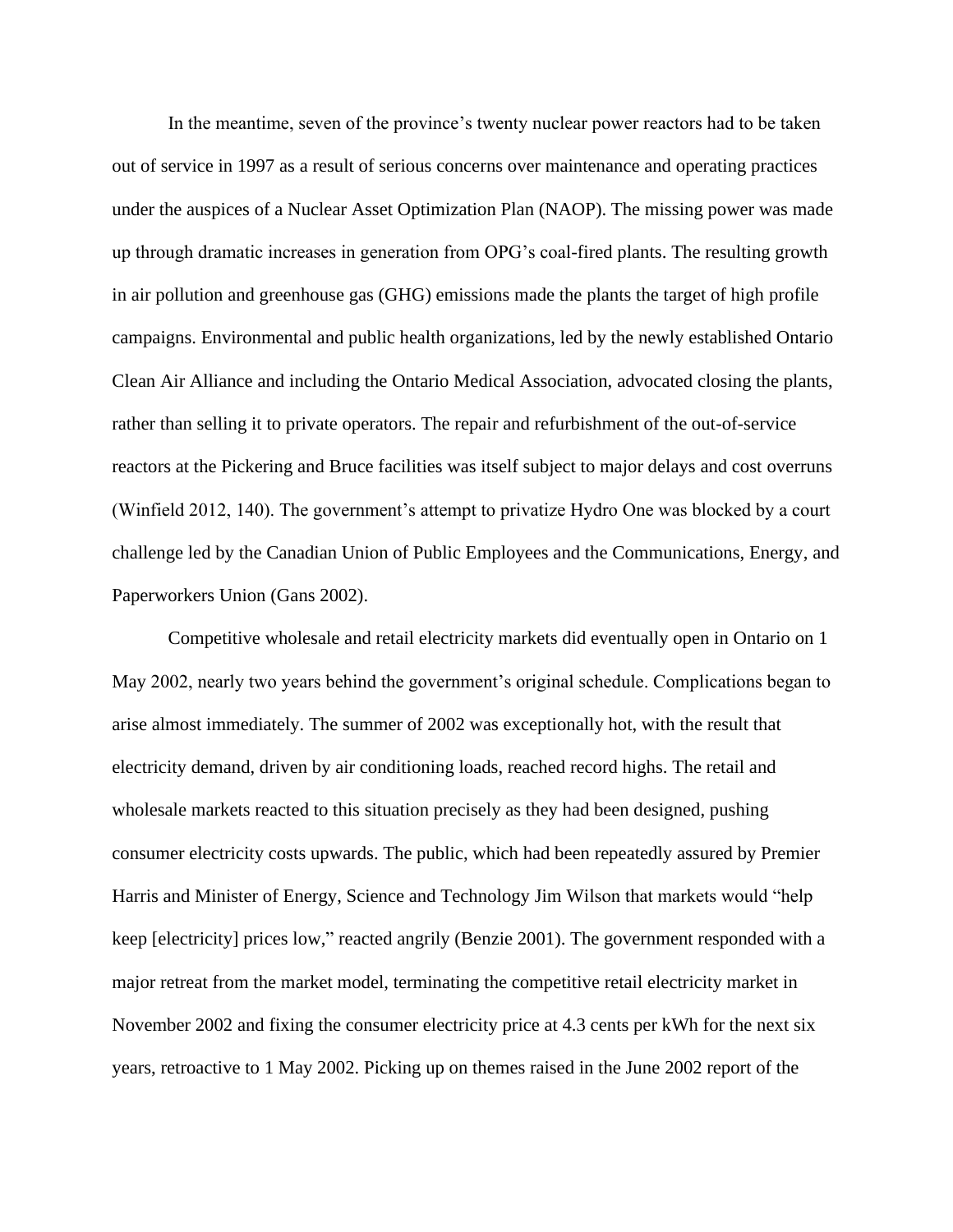In the meantime, seven of the province's twenty nuclear power reactors had to be taken out of service in 1997 as a result of serious concerns over maintenance and operating practices under the auspices of a Nuclear Asset Optimization Plan (NAOP). The missing power was made up through dramatic increases in generation from OPG's coal-fired plants. The resulting growth in air pollution and greenhouse gas (GHG) emissions made the plants the target of high profile campaigns. Environmental and public health organizations, led by the newly established Ontario Clean Air Alliance and including the Ontario Medical Association, advocated closing the plants, rather than selling it to private operators. The repair and refurbishment of the out-of-service reactors at the Pickering and Bruce facilities was itself subject to major delays and cost overruns (Winfield 2012, 140). The government's attempt to privatize Hydro One was blocked by a court challenge led by the Canadian Union of Public Employees and the Communications, Energy, and Paperworkers Union (Gans 2002).

Competitive wholesale and retail electricity markets did eventually open in Ontario on 1 May 2002, nearly two years behind the government's original schedule. Complications began to arise almost immediately. The summer of 2002 was exceptionally hot, with the result that electricity demand, driven by air conditioning loads, reached record highs. The retail and wholesale markets reacted to this situation precisely as they had been designed, pushing consumer electricity costs upwards. The public, which had been repeatedly assured by Premier Harris and Minister of Energy, Science and Technology Jim Wilson that markets would "help keep [electricity] prices low," reacted angrily (Benzie 2001). The government responded with a major retreat from the market model, terminating the competitive retail electricity market in November 2002 and fixing the consumer electricity price at 4.3 cents per kWh for the next six years, retroactive to 1 May 2002. Picking up on themes raised in the June 2002 report of the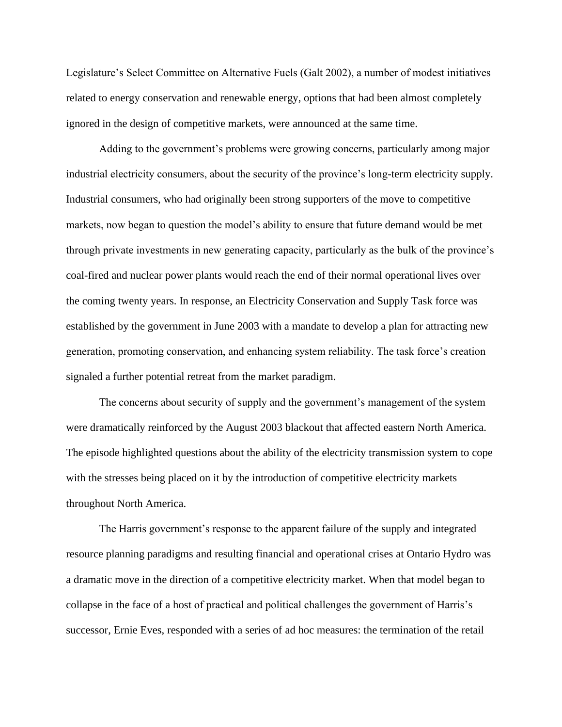Legislature's Select Committee on Alternative Fuels (Galt 2002), a number of modest initiatives related to energy conservation and renewable energy, options that had been almost completely ignored in the design of competitive markets, were announced at the same time.

Adding to the government's problems were growing concerns, particularly among major industrial electricity consumers, about the security of the province's long-term electricity supply. Industrial consumers, who had originally been strong supporters of the move to competitive markets, now began to question the model's ability to ensure that future demand would be met through private investments in new generating capacity, particularly as the bulk of the province's coal-fired and nuclear power plants would reach the end of their normal operational lives over the coming twenty years. In response, an Electricity Conservation and Supply Task force was established by the government in June 2003 with a mandate to develop a plan for attracting new generation, promoting conservation, and enhancing system reliability. The task force's creation signaled a further potential retreat from the market paradigm.

The concerns about security of supply and the government's management of the system were dramatically reinforced by the August 2003 blackout that affected eastern North America. The episode highlighted questions about the ability of the electricity transmission system to cope with the stresses being placed on it by the introduction of competitive electricity markets throughout North America.

The Harris government's response to the apparent failure of the supply and integrated resource planning paradigms and resulting financial and operational crises at Ontario Hydro was a dramatic move in the direction of a competitive electricity market. When that model began to collapse in the face of a host of practical and political challenges the government of Harris's successor, Ernie Eves, responded with a series of ad hoc measures: the termination of the retail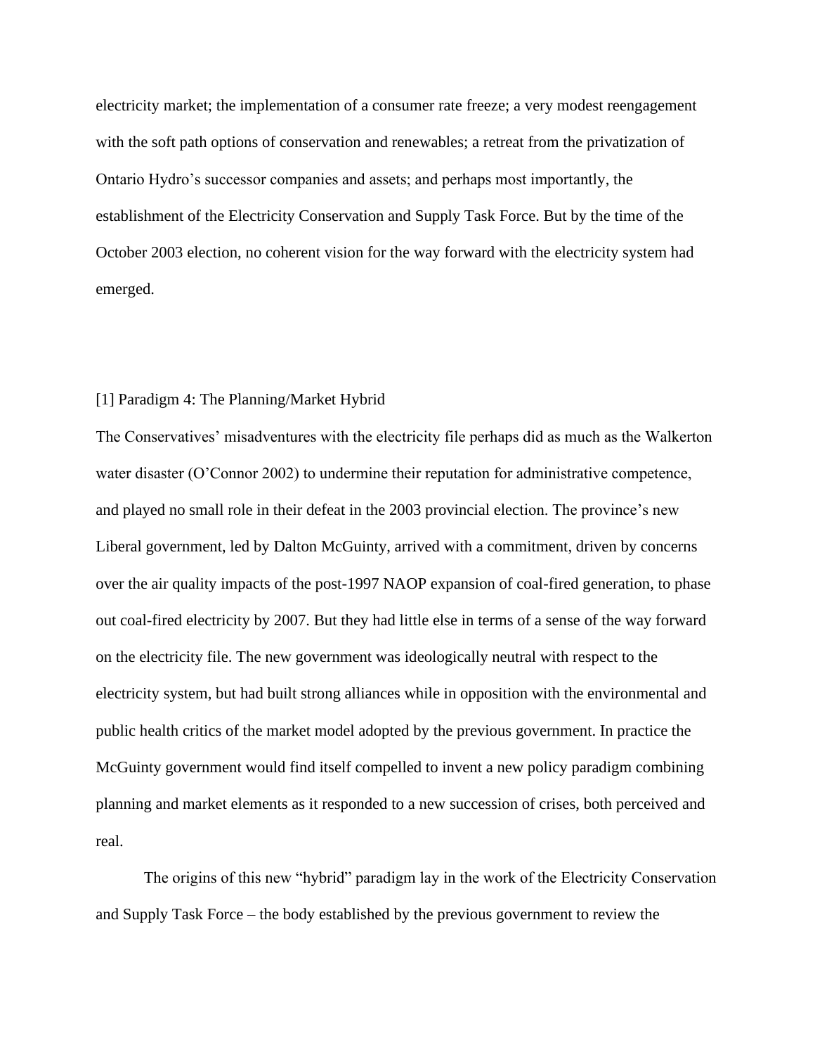electricity market; the implementation of a consumer rate freeze; a very modest reengagement with the soft path options of conservation and renewables; a retreat from the privatization of Ontario Hydro's successor companies and assets; and perhaps most importantly, the establishment of the Electricity Conservation and Supply Task Force. But by the time of the October 2003 election, no coherent vision for the way forward with the electricity system had emerged.

## [1] Paradigm 4: The Planning/Market Hybrid

The Conservatives' misadventures with the electricity file perhaps did as much as the Walkerton water disaster (O'Connor 2002) to undermine their reputation for administrative competence, and played no small role in their defeat in the 2003 provincial election. The province's new Liberal government, led by Dalton McGuinty, arrived with a commitment, driven by concerns over the air quality impacts of the post-1997 NAOP expansion of coal-fired generation, to phase out coal-fired electricity by 2007. But they had little else in terms of a sense of the way forward on the electricity file. The new government was ideologically neutral with respect to the electricity system, but had built strong alliances while in opposition with the environmental and public health critics of the market model adopted by the previous government. In practice the McGuinty government would find itself compelled to invent a new policy paradigm combining planning and market elements as it responded to a new succession of crises, both perceived and real.

The origins of this new "hybrid" paradigm lay in the work of the Electricity Conservation and Supply Task Force – the body established by the previous government to review the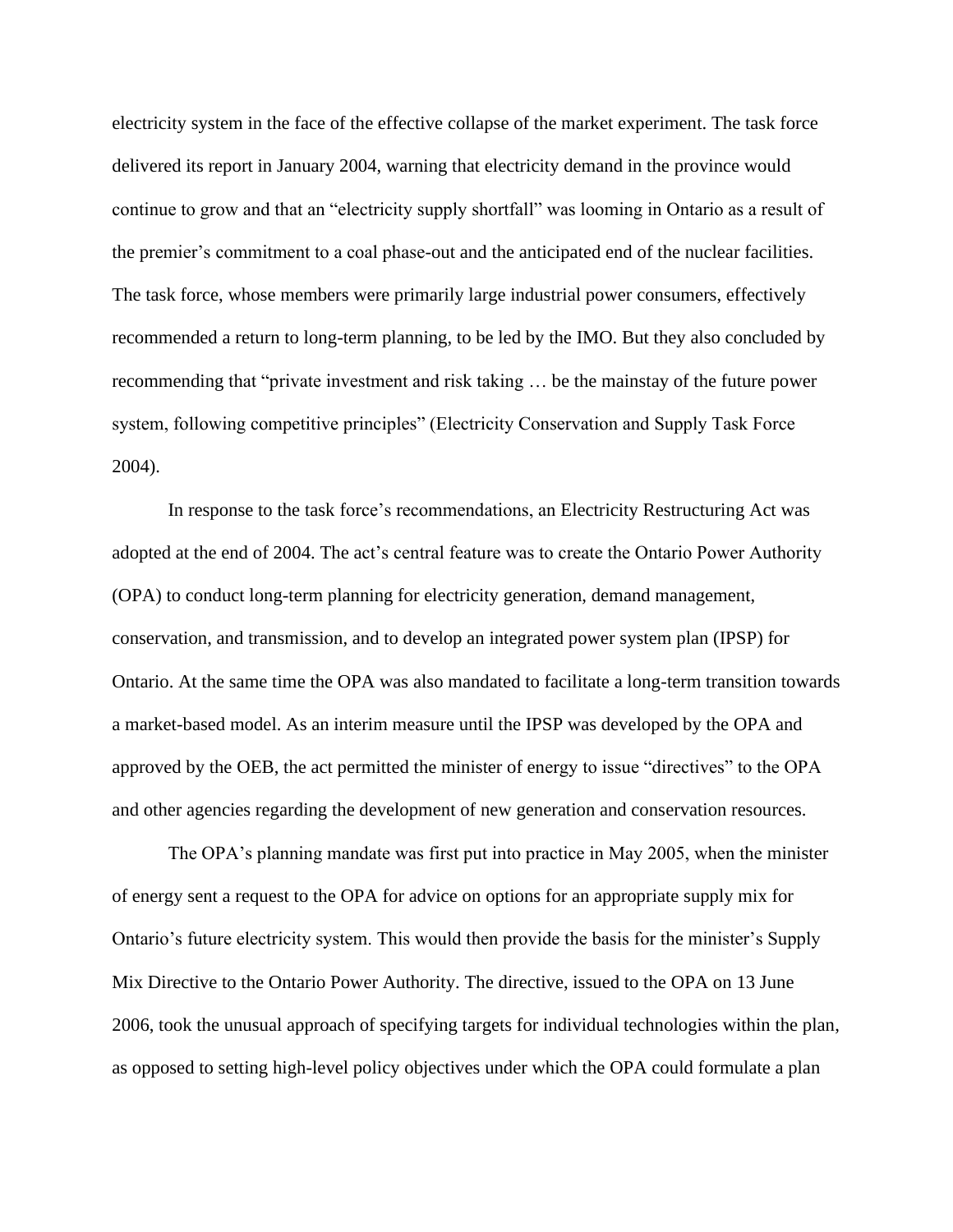electricity system in the face of the effective collapse of the market experiment. The task force delivered its report in January 2004, warning that electricity demand in the province would continue to grow and that an "electricity supply shortfall" was looming in Ontario as a result of the premier's commitment to a coal phase-out and the anticipated end of the nuclear facilities. The task force, whose members were primarily large industrial power consumers, effectively recommended a return to long-term planning, to be led by the IMO. But they also concluded by recommending that "private investment and risk taking … be the mainstay of the future power system, following competitive principles" (Electricity Conservation and Supply Task Force 2004).

In response to the task force's recommendations, an Electricity Restructuring Act was adopted at the end of 2004. The act's central feature was to create the Ontario Power Authority (OPA) to conduct long-term planning for electricity generation, demand management, conservation, and transmission, and to develop an integrated power system plan (IPSP) for Ontario. At the same time the OPA was also mandated to facilitate a long-term transition towards a market-based model. As an interim measure until the IPSP was developed by the OPA and approved by the OEB, the act permitted the minister of energy to issue "directives" to the OPA and other agencies regarding the development of new generation and conservation resources.

The OPA's planning mandate was first put into practice in May 2005, when the minister of energy sent a request to the OPA for advice on options for an appropriate supply mix for Ontario's future electricity system. This would then provide the basis for the minister's Supply Mix Directive to the Ontario Power Authority. The directive, issued to the OPA on 13 June 2006, took the unusual approach of specifying targets for individual technologies within the plan, as opposed to setting high-level policy objectives under which the OPA could formulate a plan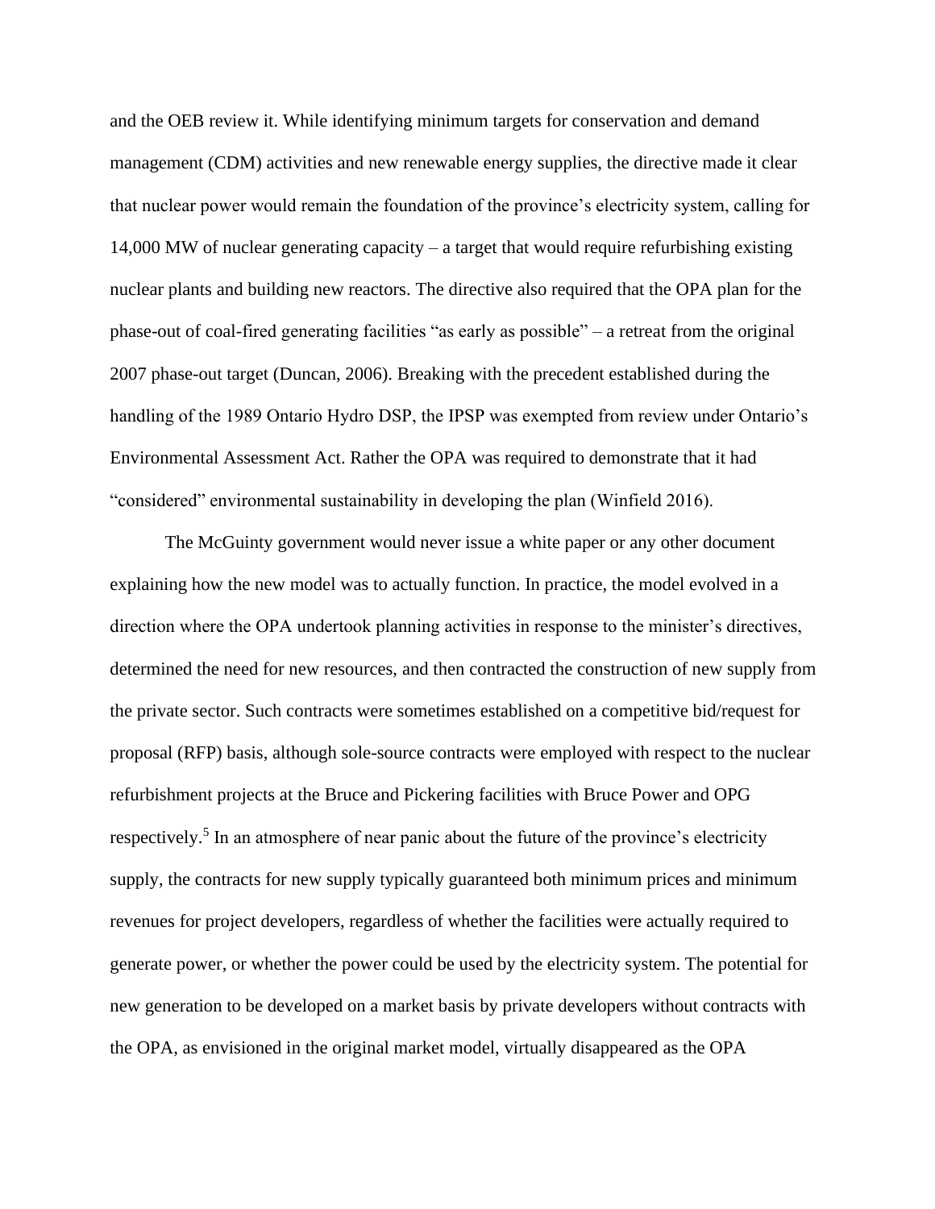and the OEB review it. While identifying minimum targets for conservation and demand management (CDM) activities and new renewable energy supplies, the directive made it clear that nuclear power would remain the foundation of the province's electricity system, calling for 14,000 MW of nuclear generating capacity – a target that would require refurbishing existing nuclear plants and building new reactors. The directive also required that the OPA plan for the phase-out of coal-fired generating facilities "as early as possible" – a retreat from the original 2007 phase-out target (Duncan, 2006). Breaking with the precedent established during the handling of the 1989 Ontario Hydro DSP, the IPSP was exempted from review under Ontario's Environmental Assessment Act. Rather the OPA was required to demonstrate that it had "considered" environmental sustainability in developing the plan (Winfield 2016).

The McGuinty government would never issue a white paper or any other document explaining how the new model was to actually function. In practice, the model evolved in a direction where the OPA undertook planning activities in response to the minister's directives, determined the need for new resources, and then contracted the construction of new supply from the private sector. Such contracts were sometimes established on a competitive bid/request for proposal (RFP) basis, although sole-source contracts were employed with respect to the nuclear refurbishment projects at the Bruce and Pickering facilities with Bruce Power and OPG respectively.[5] In an atmosphere of near panic about the future of the province's electricity supply, the contracts for new supply typically guaranteed both minimum prices and minimum revenues for project developers, regardless of whether the facilities were actually required to generate power, or whether the power could be used by the electricity system. The potential for new generation to be developed on a market basis by private developers without contracts with the OPA, as envisioned in the original market model, virtually disappeared as the OPA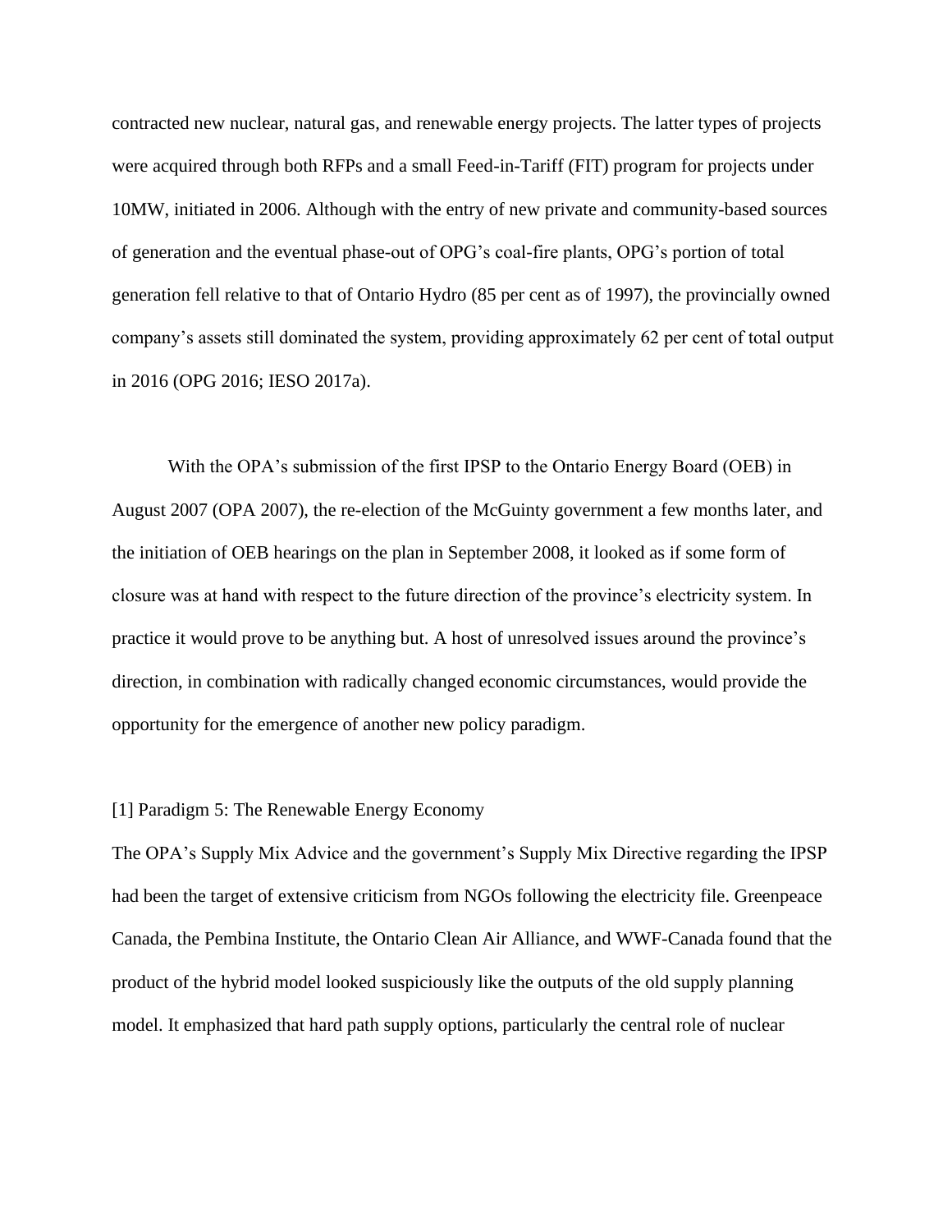contracted new nuclear, natural gas, and renewable energy projects. The latter types of projects were acquired through both RFPs and a small Feed-in-Tariff (FIT) program for projects under 10MW, initiated in 2006. Although with the entry of new private and community-based sources of generation and the eventual phase-out of OPG's coal-fire plants, OPG's portion of total generation fell relative to that of Ontario Hydro (85 per cent as of 1997), the provincially owned company's assets still dominated the system, providing approximately 62 per cent of total output in 2016 (OPG 2016; IESO 2017a).

With the OPA's submission of the first IPSP to the Ontario Energy Board (OEB) in August 2007 (OPA 2007), the re-election of the McGuinty government a few months later, and the initiation of OEB hearings on the plan in September 2008, it looked as if some form of closure was at hand with respect to the future direction of the province's electricity system. In practice it would prove to be anything but. A host of unresolved issues around the province's direction, in combination with radically changed economic circumstances, would provide the opportunity for the emergence of another new policy paradigm.

## [1] Paradigm 5: The Renewable Energy Economy

The OPA's Supply Mix Advice and the government's Supply Mix Directive regarding the IPSP had been the target of extensive criticism from NGOs following the electricity file. Greenpeace Canada, the Pembina Institute, the Ontario Clean Air Alliance, and WWF-Canada found that the product of the hybrid model looked suspiciously like the outputs of the old supply planning model. It emphasized that hard path supply options, particularly the central role of nuclear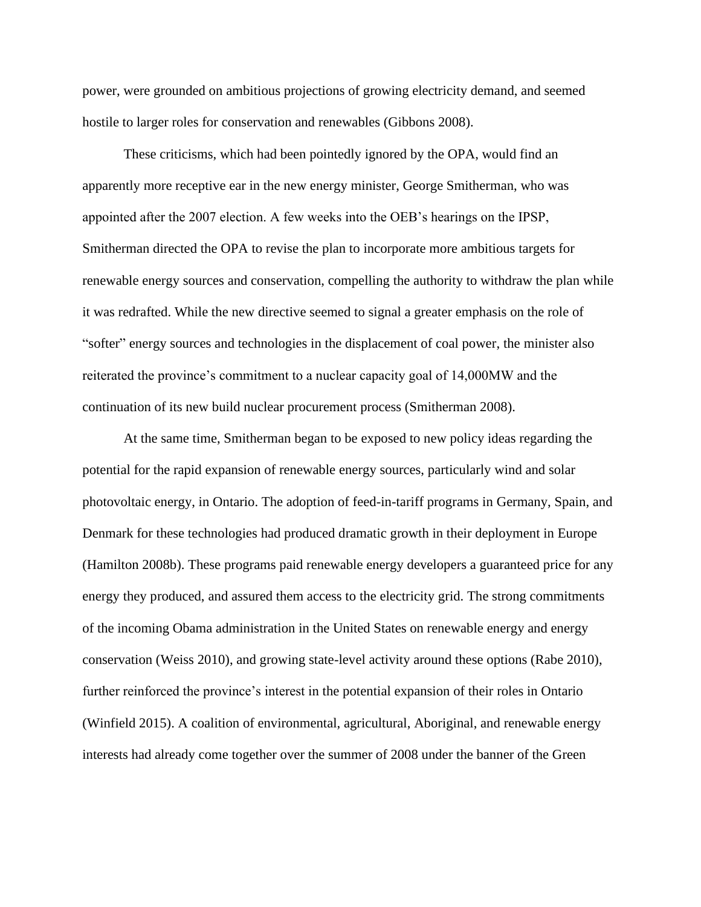power, were grounded on ambitious projections of growing electricity demand, and seemed hostile to larger roles for conservation and renewables (Gibbons 2008).

These criticisms, which had been pointedly ignored by the OPA, would find an apparently more receptive ear in the new energy minister, George Smitherman, who was appointed after the 2007 election. A few weeks into the OEB's hearings on the IPSP, Smitherman directed the OPA to revise the plan to incorporate more ambitious targets for renewable energy sources and conservation, compelling the authority to withdraw the plan while it was redrafted. While the new directive seemed to signal a greater emphasis on the role of "softer" energy sources and technologies in the displacement of coal power, the minister also reiterated the province's commitment to a nuclear capacity goal of 14,000MW and the continuation of its new build nuclear procurement process (Smitherman 2008).

At the same time, Smitherman began to be exposed to new policy ideas regarding the potential for the rapid expansion of renewable energy sources, particularly wind and solar photovoltaic energy, in Ontario. The adoption of feed-in-tariff programs in Germany, Spain, and Denmark for these technologies had produced dramatic growth in their deployment in Europe (Hamilton 2008b). These programs paid renewable energy developers a guaranteed price for any energy they produced, and assured them access to the electricity grid. The strong commitments of the incoming Obama administration in the United States on renewable energy and energy conservation (Weiss 2010), and growing state-level activity around these options (Rabe 2010), further reinforced the province's interest in the potential expansion of their roles in Ontario (Winfield 2015). A coalition of environmental, agricultural, Aboriginal, and renewable energy interests had already come together over the summer of 2008 under the banner of the Green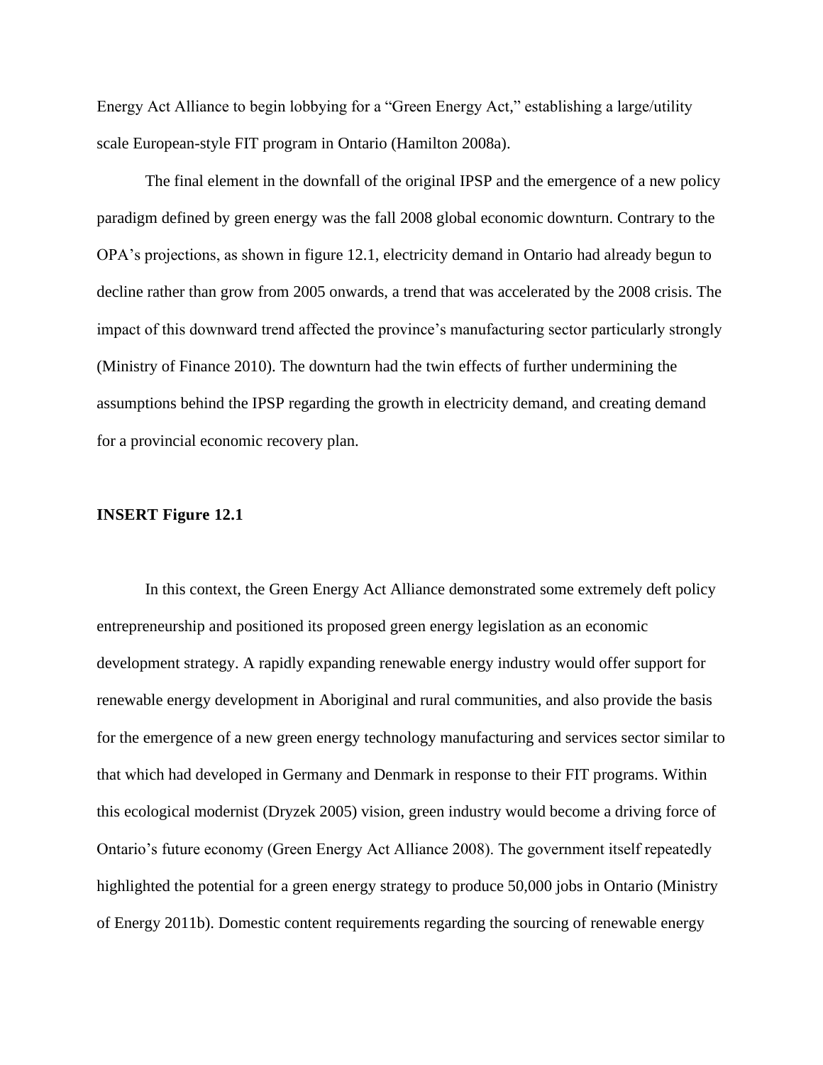Energy Act Alliance to begin lobbying for a "Green Energy Act," establishing a large/utility scale European-style FIT program in Ontario (Hamilton 2008a).

The final element in the downfall of the original IPSP and the emergence of a new policy paradigm defined by green energy was the fall 2008 global economic downturn. Contrary to the OPA's projections, as shown in figure 12.1, electricity demand in Ontario had already begun to decline rather than grow from 2005 onwards, a trend that was accelerated by the 2008 crisis. The impact of this downward trend affected the province's manufacturing sector particularly strongly (Ministry of Finance 2010). The downturn had the twin effects of further undermining the assumptions behind the IPSP regarding the growth in electricity demand, and creating demand for a provincial economic recovery plan.

**INSERT Figure 12.1**

In this context, the Green Energy Act Alliance demonstrated some extremely deft policy entrepreneurship and positioned its proposed green energy legislation as an economic development strategy. A rapidly expanding renewable energy industry would offer support for renewable energy development in Aboriginal and rural communities, and also provide the basis for the emergence of a new green energy technology manufacturing and services sector similar to that which had developed in Germany and Denmark in response to their FIT programs. Within this ecological modernist (Dryzek 2005) vision, green industry would become a driving force of Ontario's future economy (Green Energy Act Alliance 2008). The government itself repeatedly highlighted the potential for a green energy strategy to produce 50,000 jobs in Ontario (Ministry of Energy 2011b). Domestic content requirements regarding the sourcing of renewable energy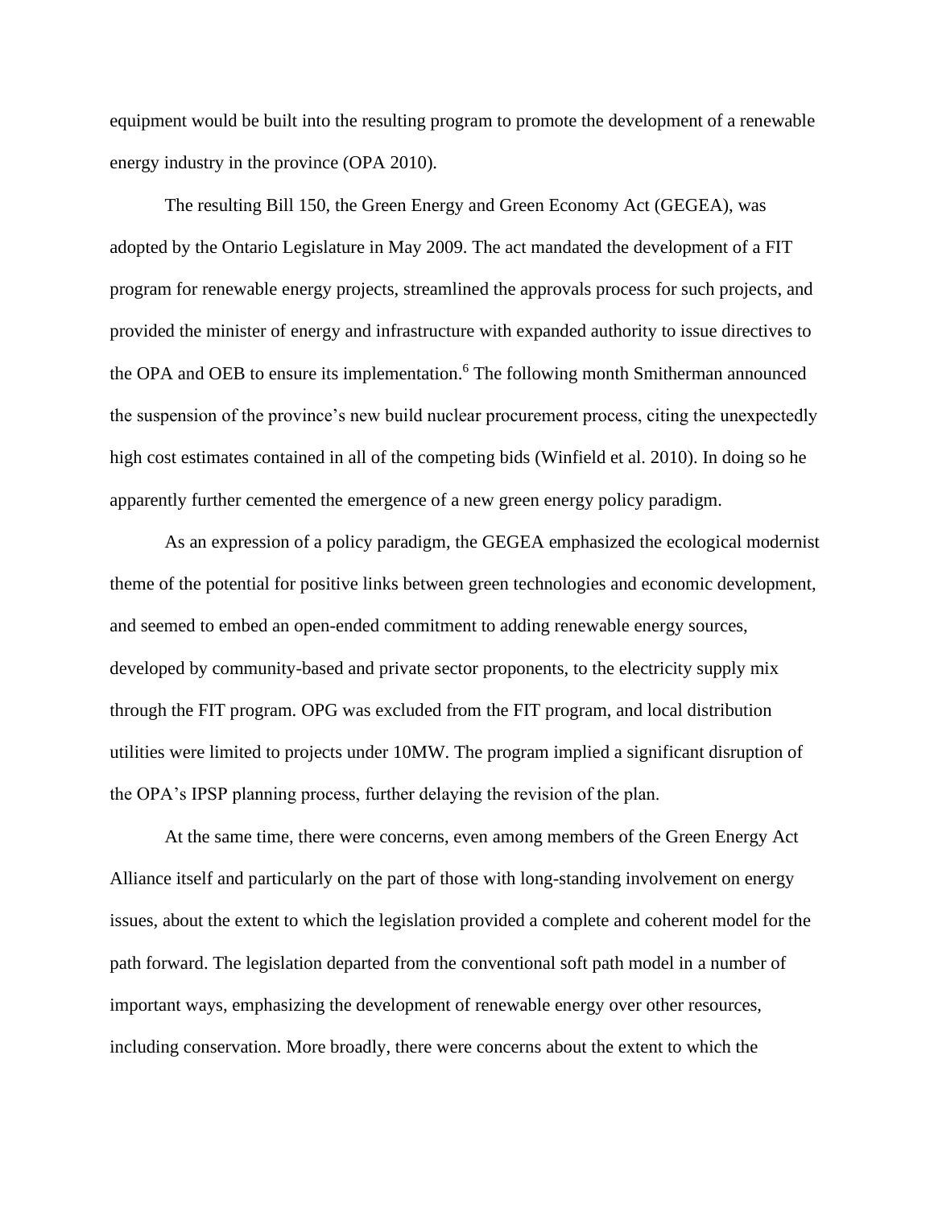equipment would be built into the resulting program to promote the development of a renewable energy industry in the province (OPA 2010).

The resulting Bill 150, the Green Energy and Green Economy Act (GEGEA), was adopted by the Ontario Legislature in May 2009. The act mandated the development of a FIT program for renewable energy projects, streamlined the approvals process for such projects, and provided the minister of energy and infrastructure with expanded authority to issue directives to the OPA and OEB to ensure its implementation.[6] The following month Smitherman announced the suspension of the province's new build nuclear procurement process, citing the unexpectedly high cost estimates contained in all of the competing bids (Winfield et al. 2010). In doing so he apparently further cemented the emergence of a new green energy policy paradigm.

As an expression of a policy paradigm, the GEGEA emphasized the ecological modernist theme of the potential for positive links between green technologies and economic development, and seemed to embed an open-ended commitment to adding renewable energy sources, developed by community-based and private sector proponents, to the electricity supply mix through the FIT program. OPG was excluded from the FIT program, and local distribution utilities were limited to projects under 10MW. The program implied a significant disruption of the OPA's IPSP planning process, further delaying the revision of the plan.

At the same time, there were concerns, even among members of the Green Energy Act Alliance itself and particularly on the part of those with long-standing involvement on energy issues, about the extent to which the legislation provided a complete and coherent model for the path forward. The legislation departed from the conventional soft path model in a number of important ways, emphasizing the development of renewable energy over other resources, including conservation. More broadly, there were concerns about the extent to which the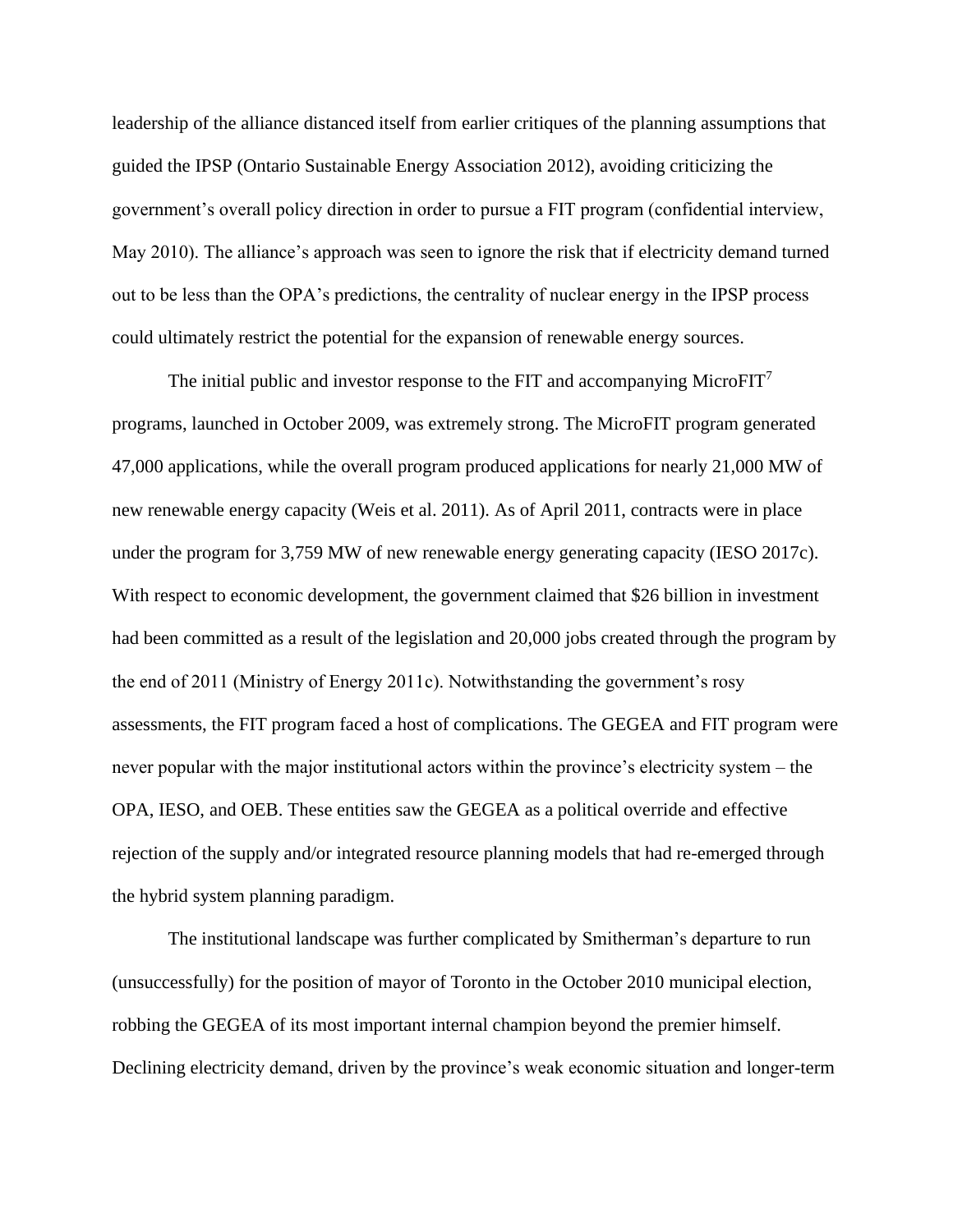leadership of the alliance distanced itself from earlier critiques of the planning assumptions that guided the IPSP (Ontario Sustainable Energy Association 2012), avoiding criticizing the government's overall policy direction in order to pursue a FIT program (confidential interview, May 2010). The alliance's approach was seen to ignore the risk that if electricity demand turned out to be less than the OPA's predictions, the centrality of nuclear energy in the IPSP process could ultimately restrict the potential for the expansion of renewable energy sources.

The initial public and investor response to the FIT and accompanying MicroFIT[7] programs, launched in October 2009, was extremely strong. The MicroFIT program generated 47,000 applications, while the overall program produced applications for nearly 21,000 MW of new renewable energy capacity (Weis et al. 2011). As of April 2011, contracts were in place under the program for 3,759 MW of new renewable energy generating capacity (IESO 2017c). With respect to economic development, the government claimed that $26 billion in investment had been committed as a result of the legislation and 20,000 jobs created through the program by the end of 2011 (Ministry of Energy 2011c). Notwithstanding the government's rosy assessments, the FIT program faced a host of complications. The GEGEA and FIT program were never popular with the major institutional actors within the province's electricity system – the OPA, IESO, and OEB. These entities saw the GEGEA as a political override and effective rejection of the supply and/or integrated resource planning models that had re-emerged through the hybrid system planning paradigm.

The institutional landscape was further complicated by Smitherman's departure to run (unsuccessfully) for the position of mayor of Toronto in the October 2010 municipal election, robbing the GEGEA of its most important internal champion beyond the premier himself. Declining electricity demand, driven by the province's weak economic situation and longer-term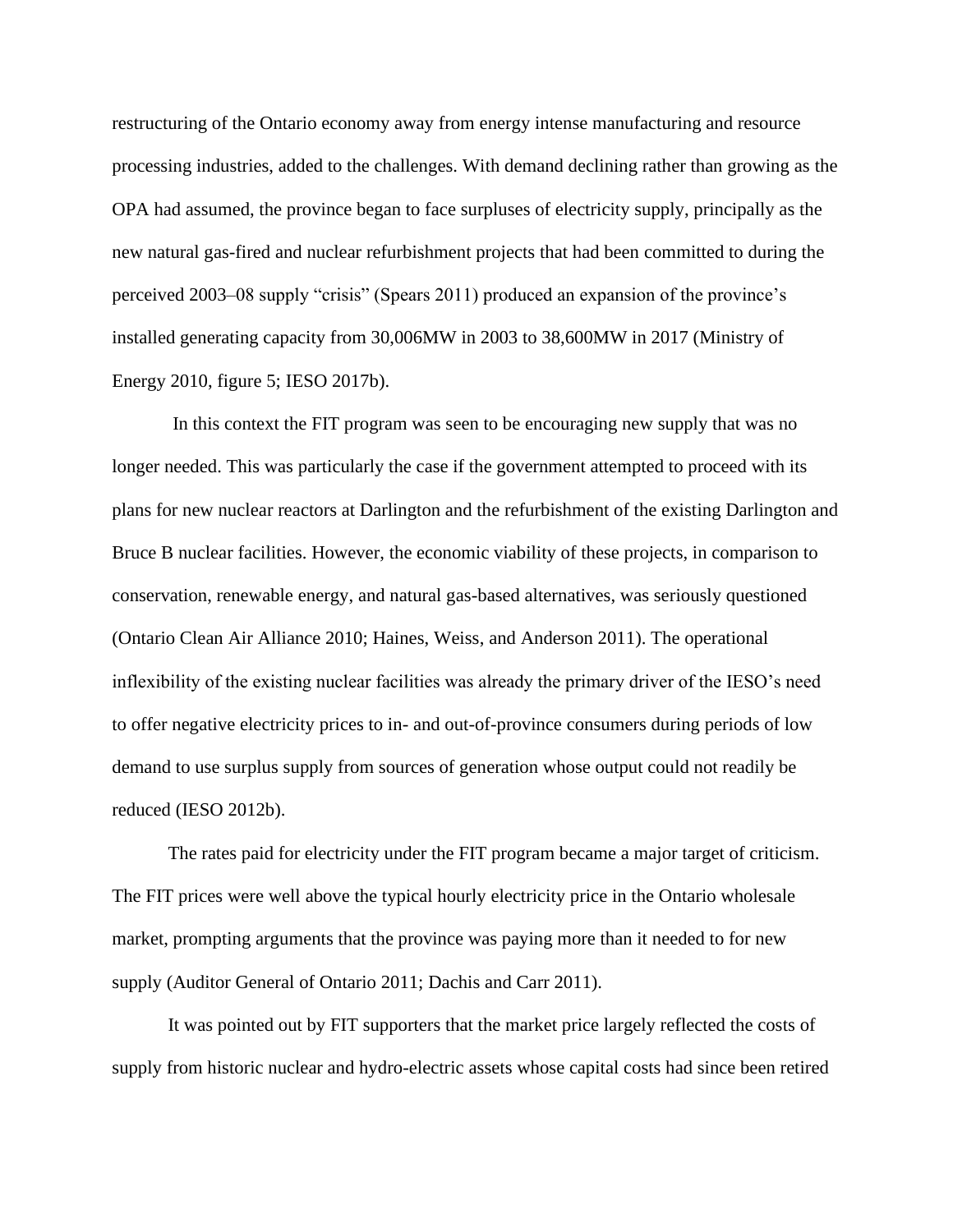restructuring of the Ontario economy away from energy intense manufacturing and resource processing industries, added to the challenges. With demand declining rather than growing as the OPA had assumed, the province began to face surpluses of electricity supply, principally as the new natural gas-fired and nuclear refurbishment projects that had been committed to during the perceived 2003–08 supply "crisis" (Spears 2011) produced an expansion of the province's installed generating capacity from 30,006MW in 2003 to 38,600MW in 2017 (Ministry of Energy 2010, figure 5; IESO 2017b).

In this context the FIT program was seen to be encouraging new supply that was no longer needed. This was particularly the case if the government attempted to proceed with its plans for new nuclear reactors at Darlington and the refurbishment of the existing Darlington and Bruce B nuclear facilities. However, the economic viability of these projects, in comparison to conservation, renewable energy, and natural gas-based alternatives, was seriously questioned (Ontario Clean Air Alliance 2010; Haines, Weiss, and Anderson 2011). The operational inflexibility of the existing nuclear facilities was already the primary driver of the IESO's need to offer negative electricity prices to in- and out-of-province consumers during periods of low demand to use surplus supply from sources of generation whose output could not readily be reduced (IESO 2012b).

The rates paid for electricity under the FIT program became a major target of criticism. The FIT prices were well above the typical hourly electricity price in the Ontario wholesale market, prompting arguments that the province was paying more than it needed to for new supply (Auditor General of Ontario 2011; Dachis and Carr 2011).

It was pointed out by FIT supporters that the market price largely reflected the costs of supply from historic nuclear and hydro-electric assets whose capital costs had since been retired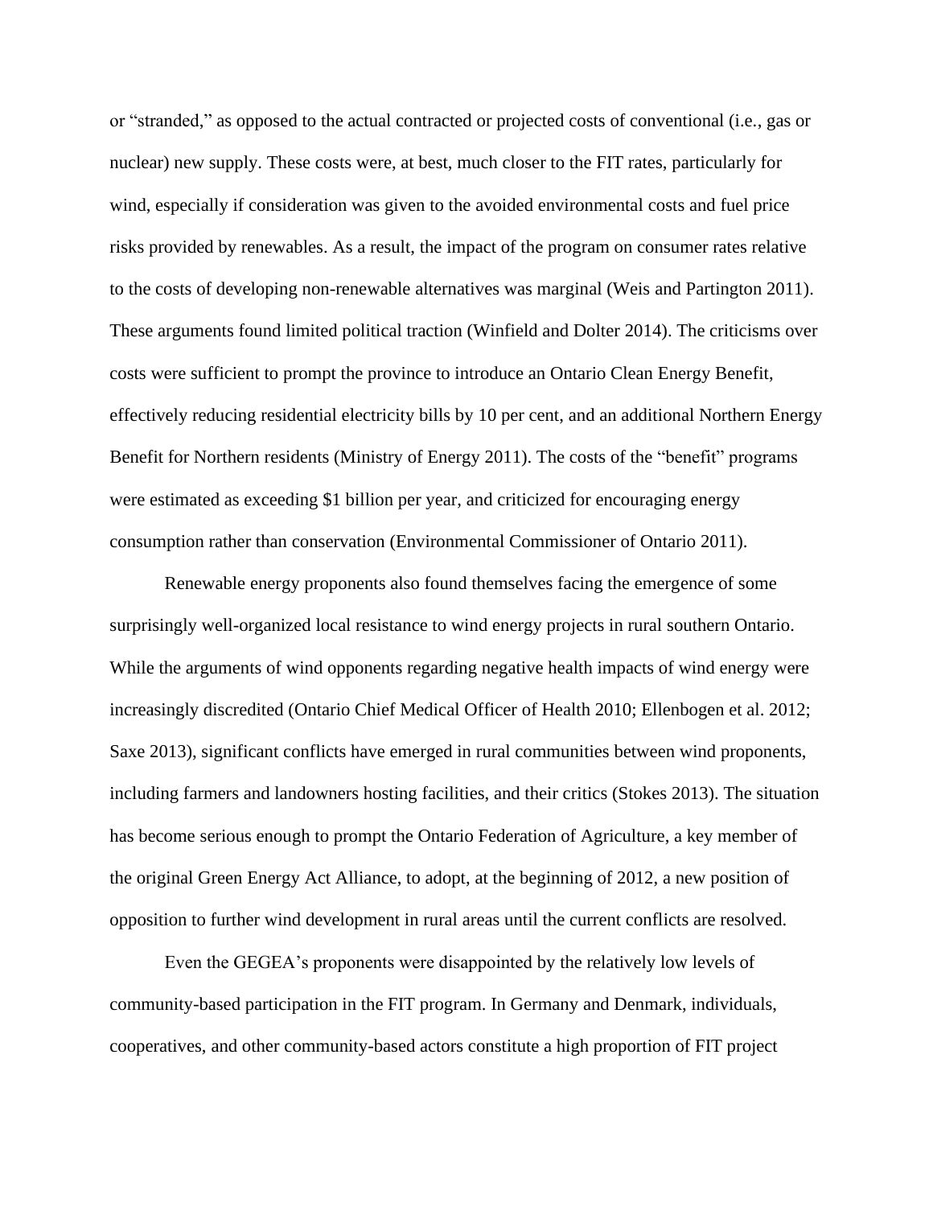or "stranded," as opposed to the actual contracted or projected costs of conventional (i.e., gas or nuclear) new supply. These costs were, at best, much closer to the FIT rates, particularly for wind, especially if consideration was given to the avoided environmental costs and fuel price risks provided by renewables. As a result, the impact of the program on consumer rates relative to the costs of developing non-renewable alternatives was marginal (Weis and Partington 2011). These arguments found limited political traction (Winfield and Dolter 2014). The criticisms over costs were sufficient to prompt the province to introduce an Ontario Clean Energy Benefit, effectively reducing residential electricity bills by 10 per cent, and an additional Northern Energy Benefit for Northern residents (Ministry of Energy 2011). The costs of the "benefit" programs were estimated as exceeding $1 billion per year, and criticized for encouraging energy consumption rather than conservation (Environmental Commissioner of Ontario 2011).

Renewable energy proponents also found themselves facing the emergence of some surprisingly well-organized local resistance to wind energy projects in rural southern Ontario. While the arguments of wind opponents regarding negative health impacts of wind energy were increasingly discredited (Ontario Chief Medical Officer of Health 2010; Ellenbogen et al. 2012; Saxe 2013), significant conflicts have emerged in rural communities between wind proponents, including farmers and landowners hosting facilities, and their critics (Stokes 2013). The situation has become serious enough to prompt the Ontario Federation of Agriculture, a key member of the original Green Energy Act Alliance, to adopt, at the beginning of 2012, a new position of opposition to further wind development in rural areas until the current conflicts are resolved.

Even the GEGEA's proponents were disappointed by the relatively low levels of community-based participation in the FIT program. In Germany and Denmark, individuals, cooperatives, and other community-based actors constitute a high proportion of FIT project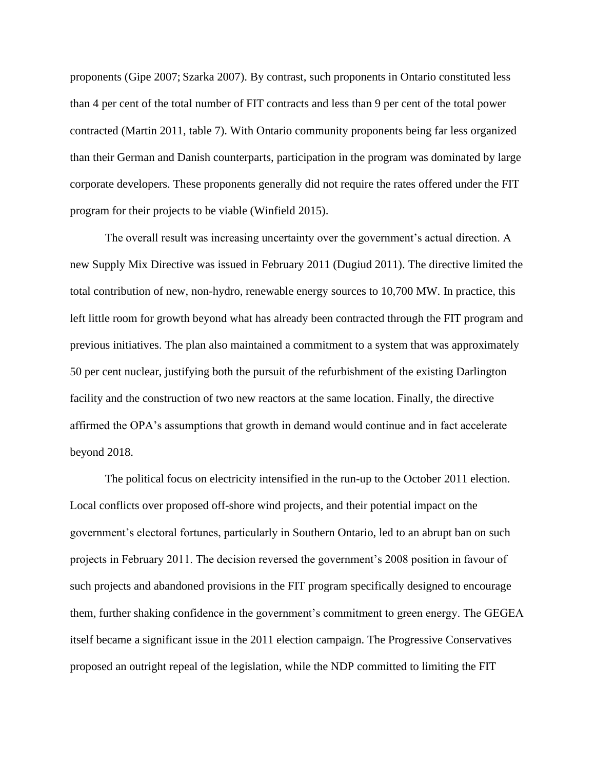proponents (Gipe 2007; Szarka 2007). By contrast, such proponents in Ontario constituted less than 4 per cent of the total number of FIT contracts and less than 9 per cent of the total power contracted (Martin 2011, table 7). With Ontario community proponents being far less organized than their German and Danish counterparts, participation in the program was dominated by large corporate developers. These proponents generally did not require the rates offered under the FIT program for their projects to be viable (Winfield 2015).

The overall result was increasing uncertainty over the government's actual direction. A new Supply Mix Directive was issued in February 2011 (Dugiud 2011). The directive limited the total contribution of new, non-hydro, renewable energy sources to 10,700 MW. In practice, this left little room for growth beyond what has already been contracted through the FIT program and previous initiatives. The plan also maintained a commitment to a system that was approximately 50 per cent nuclear, justifying both the pursuit of the refurbishment of the existing Darlington facility and the construction of two new reactors at the same location. Finally, the directive affirmed the OPA's assumptions that growth in demand would continue and in fact accelerate beyond 2018.

The political focus on electricity intensified in the run-up to the October 2011 election. Local conflicts over proposed off-shore wind projects, and their potential impact on the government's electoral fortunes, particularly in Southern Ontario, led to an abrupt ban on such projects in February 2011. The decision reversed the government's 2008 position in favour of such projects and abandoned provisions in the FIT program specifically designed to encourage them, further shaking confidence in the government's commitment to green energy. The GEGEA itself became a significant issue in the 2011 election campaign. The Progressive Conservatives proposed an outright repeal of the legislation, while the NDP committed to limiting the FIT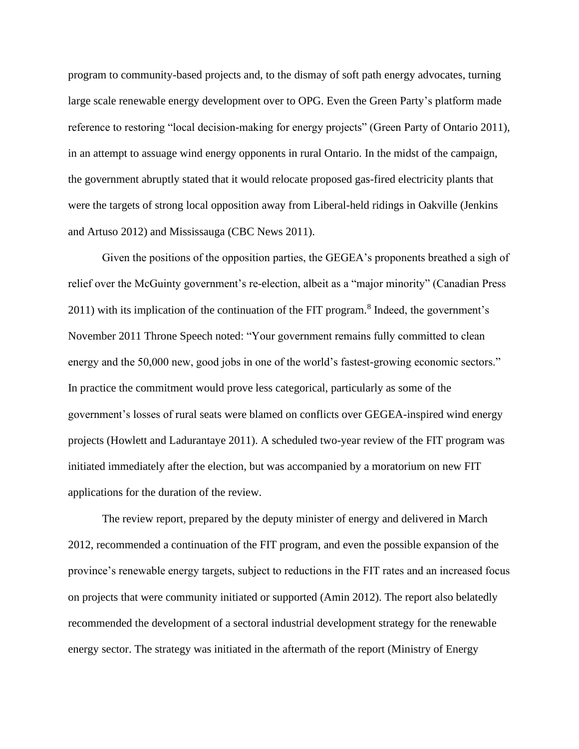program to community-based projects and, to the dismay of soft path energy advocates, turning large scale renewable energy development over to OPG. Even the Green Party's platform made reference to restoring "local decision-making for energy projects" (Green Party of Ontario 2011), in an attempt to assuage wind energy opponents in rural Ontario. In the midst of the campaign, the government abruptly stated that it would relocate proposed gas-fired electricity plants that were the targets of strong local opposition away from Liberal-held ridings in Oakville (Jenkins and Artuso 2012) and Mississauga (CBC News 2011).

Given the positions of the opposition parties, the GEGEA's proponents breathed a sigh of relief over the McGuinty government's re-election, albeit as a "major minority" (Canadian Press 2011) with its implication of the continuation of the FIT program.[8] Indeed, the government's November 2011 Throne Speech noted: "Your government remains fully committed to clean energy and the 50,000 new, good jobs in one of the world's fastest-growing economic sectors." In practice the commitment would prove less categorical, particularly as some of the government's losses of rural seats were blamed on conflicts over GEGEA-inspired wind energy projects (Howlett and Ladurantaye 2011). A scheduled two-year review of the FIT program was initiated immediately after the election, but was accompanied by a moratorium on new FIT applications for the duration of the review.

The review report, prepared by the deputy minister of energy and delivered in March 2012, recommended a continuation of the FIT program, and even the possible expansion of the province's renewable energy targets, subject to reductions in the FIT rates and an increased focus on projects that were community initiated or supported (Amin 2012). The report also belatedly recommended the development of a sectoral industrial development strategy for the renewable energy sector. The strategy was initiated in the aftermath of the report (Ministry of Energy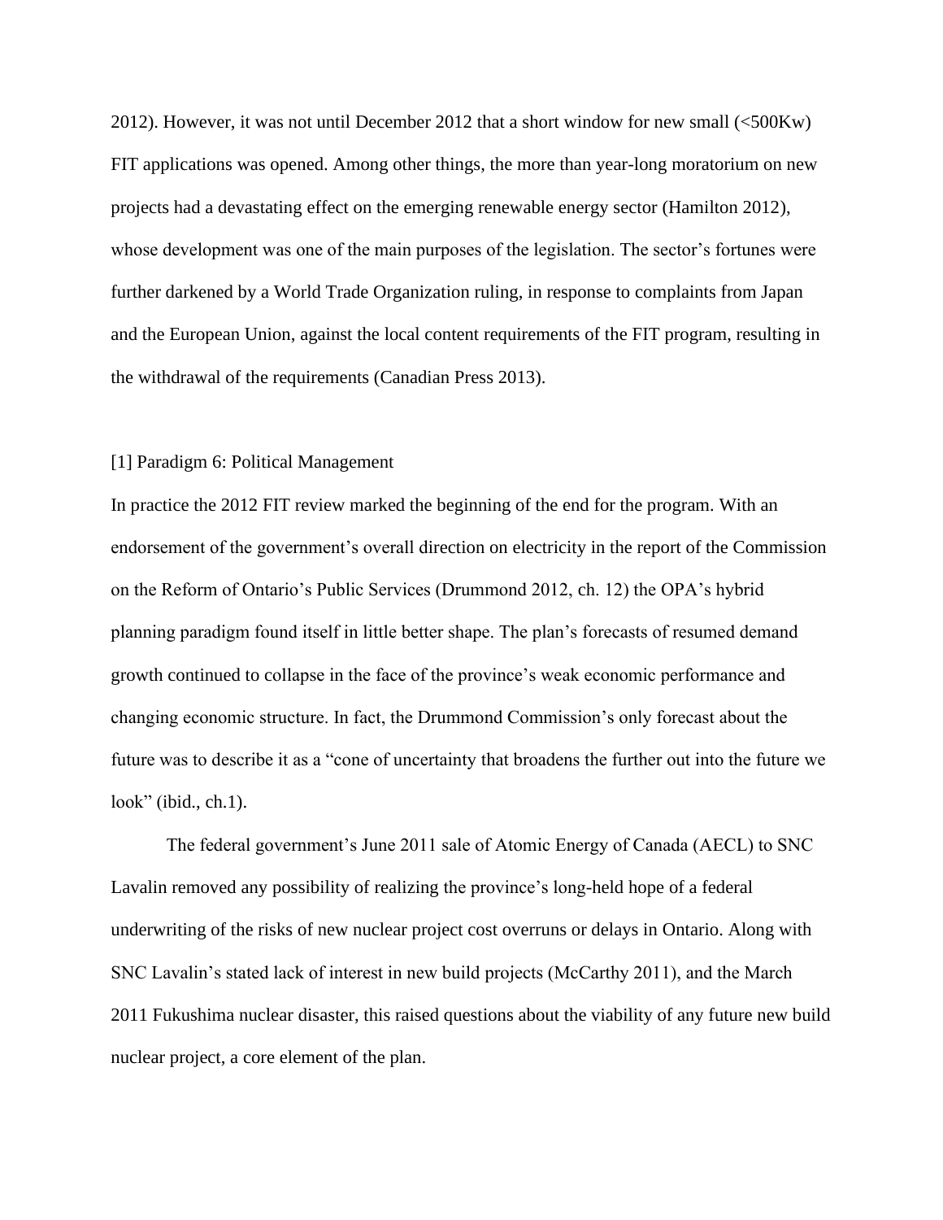2012). However, it was not until December 2012 that a short window for new small (<500Kw) FIT applications was opened. Among other things, the more than year-long moratorium on new projects had a devastating effect on the emerging renewable energy sector (Hamilton 2012), whose development was one of the main purposes of the legislation. The sector's fortunes were further darkened by a World Trade Organization ruling, in response to complaints from Japan and the European Union, against the local content requirements of the FIT program, resulting in the withdrawal of the requirements (Canadian Press 2013).

[1] Paradigm 6: Political Management

In practice the 2012 FIT review marked the beginning of the end for the program. With an endorsement of the government's overall direction on electricity in the report of the Commission on the Reform of Ontario's Public Services (Drummond 2012, ch. 12) the OPA's hybrid planning paradigm found itself in little better shape. The plan's forecasts of resumed demand growth continued to collapse in the face of the province's weak economic performance and changing economic structure. In fact, the Drummond Commission's only forecast about the future was to describe it as a "cone of uncertainty that broadens the further out into the future we look" (ibid., ch.1).

The federal government's June 2011 sale of Atomic Energy of Canada (AECL) to SNC Lavalin removed any possibility of realizing the province's long-held hope of a federal underwriting of the risks of new nuclear project cost overruns or delays in Ontario. Along with SNC Lavalin's stated lack of interest in new build projects (McCarthy 2011), and the March 2011 Fukushima nuclear disaster, this raised questions about the viability of any future new build nuclear project, a core element of the plan.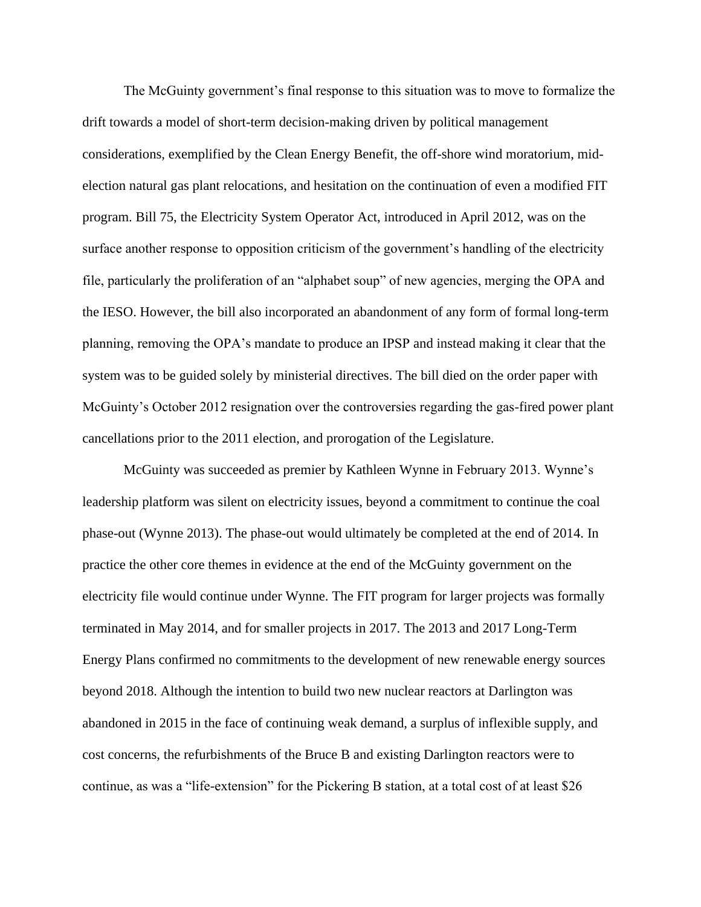The McGuinty government's final response to this situation was to move to formalize the drift towards a model of short-term decision-making driven by political management considerations, exemplified by the Clean Energy Benefit, the off-shore wind moratorium, mid-election natural gas plant relocations, and hesitation on the continuation of even a modified FIT program. Bill 75, the Electricity System Operator Act, introduced in April 2012, was on the surface another response to opposition criticism of the government's handling of the electricity file, particularly the proliferation of an "alphabet soup" of new agencies, merging the OPA and the IESO. However, the bill also incorporated an abandonment of any form of formal long-term planning, removing the OPA's mandate to produce an IPSP and instead making it clear that the system was to be guided solely by ministerial directives. The bill died on the order paper with McGuinty's October 2012 resignation over the controversies regarding the gas-fired power plant cancellations prior to the 2011 election, and prorogation of the Legislature.

McGuinty was succeeded as premier by Kathleen Wynne in February 2013. Wynne's leadership platform was silent on electricity issues, beyond a commitment to continue the coal phase-out (Wynne 2013). The phase-out would ultimately be completed at the end of 2014. In practice the other core themes in evidence at the end of the McGuinty government on the electricity file would continue under Wynne. The FIT program for larger projects was formally terminated in May 2014, and for smaller projects in 2017. The 2013 and 2017 Long-Term Energy Plans confirmed no commitments to the development of new renewable energy sources beyond 2018. Although the intention to build two new nuclear reactors at Darlington was abandoned in 2015 in the face of continuing weak demand, a surplus of inflexible supply, and cost concerns, the refurbishments of the Bruce B and existing Darlington reactors were to continue, as was a "life-extension" for the Pickering B station, at a total cost of at least $26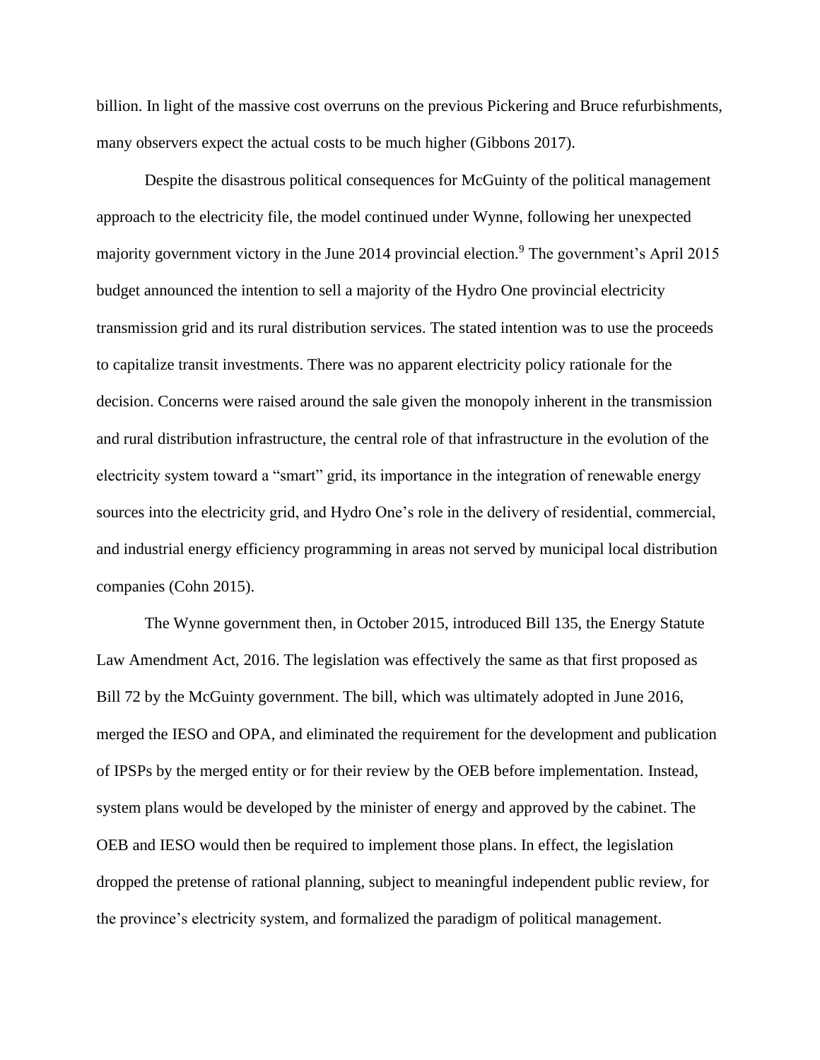billion. In light of the massive cost overruns on the previous Pickering and Bruce refurbishments, many observers expect the actual costs to be much higher (Gibbons 2017).

Despite the disastrous political consequences for McGuinty of the political management approach to the electricity file, the model continued under Wynne, following her unexpected majority government victory in the June 2014 provincial election.[9] The government's April 2015 budget announced the intention to sell a majority of the Hydro One provincial electricity transmission grid and its rural distribution services. The stated intention was to use the proceeds to capitalize transit investments. There was no apparent electricity policy rationale for the decision. Concerns were raised around the sale given the monopoly inherent in the transmission and rural distribution infrastructure, the central role of that infrastructure in the evolution of the electricity system toward a "smart" grid, its importance in the integration of renewable energy sources into the electricity grid, and Hydro One's role in the delivery of residential, commercial, and industrial energy efficiency programming in areas not served by municipal local distribution companies (Cohn 2015).

The Wynne government then, in October 2015, introduced Bill 135, the Energy Statute Law Amendment Act, 2016. The legislation was effectively the same as that first proposed as Bill 72 by the McGuinty government. The bill, which was ultimately adopted in June 2016, merged the IESO and OPA, and eliminated the requirement for the development and publication of IPSPs by the merged entity or for their review by the OEB before implementation. Instead, system plans would be developed by the minister of energy and approved by the cabinet. The OEB and IESO would then be required to implement those plans. In effect, the legislation dropped the pretense of rational planning, subject to meaningful independent public review, for the province's electricity system, and formalized the paradigm of political management.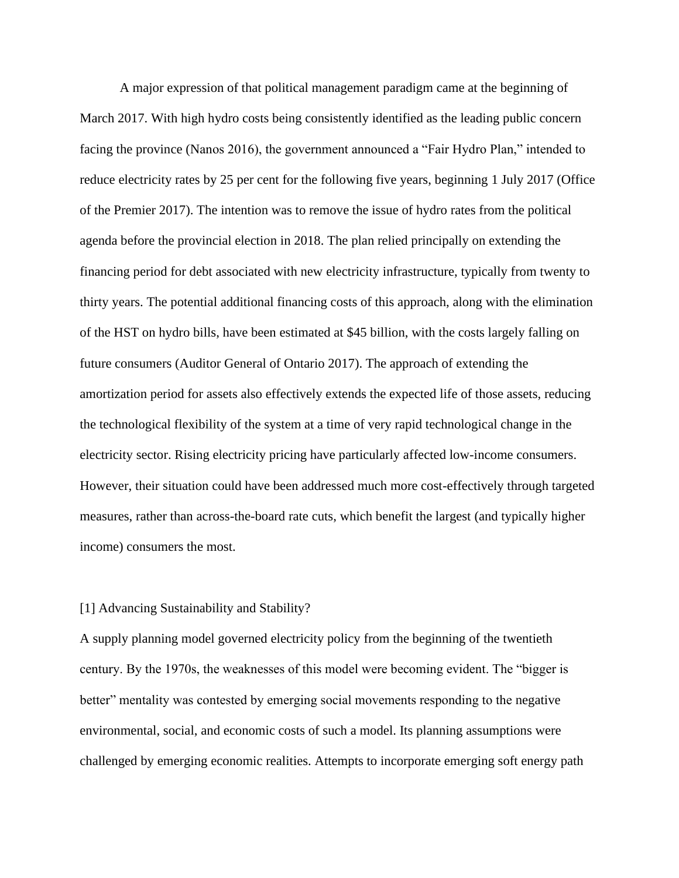A major expression of that political management paradigm came at the beginning of March 2017. With high hydro costs being consistently identified as the leading public concern facing the province (Nanos 2016), the government announced a "Fair Hydro Plan," intended to reduce electricity rates by 25 per cent for the following five years, beginning 1 July 2017 (Office of the Premier 2017). The intention was to remove the issue of hydro rates from the political agenda before the provincial election in 2018. The plan relied principally on extending the financing period for debt associated with new electricity infrastructure, typically from twenty to thirty years. The potential additional financing costs of this approach, along with the elimination of the HST on hydro bills, have been estimated at $45 billion, with the costs largely falling on future consumers (Auditor General of Ontario 2017). The approach of extending the amortization period for assets also effectively extends the expected life of those assets, reducing the technological flexibility of the system at a time of very rapid technological change in the electricity sector. Rising electricity pricing have particularly affected low-income consumers. However, their situation could have been addressed much more cost-effectively through targeted measures, rather than across-the-board rate cuts, which benefit the largest (and typically higher income) consumers the most.

## [1] Advancing Sustainability and Stability?

A supply planning model governed electricity policy from the beginning of the twentieth century. By the 1970s, the weaknesses of this model were becoming evident. The "bigger is better" mentality was contested by emerging social movements responding to the negative environmental, social, and economic costs of such a model. Its planning assumptions were challenged by emerging economic realities. Attempts to incorporate emerging soft energy path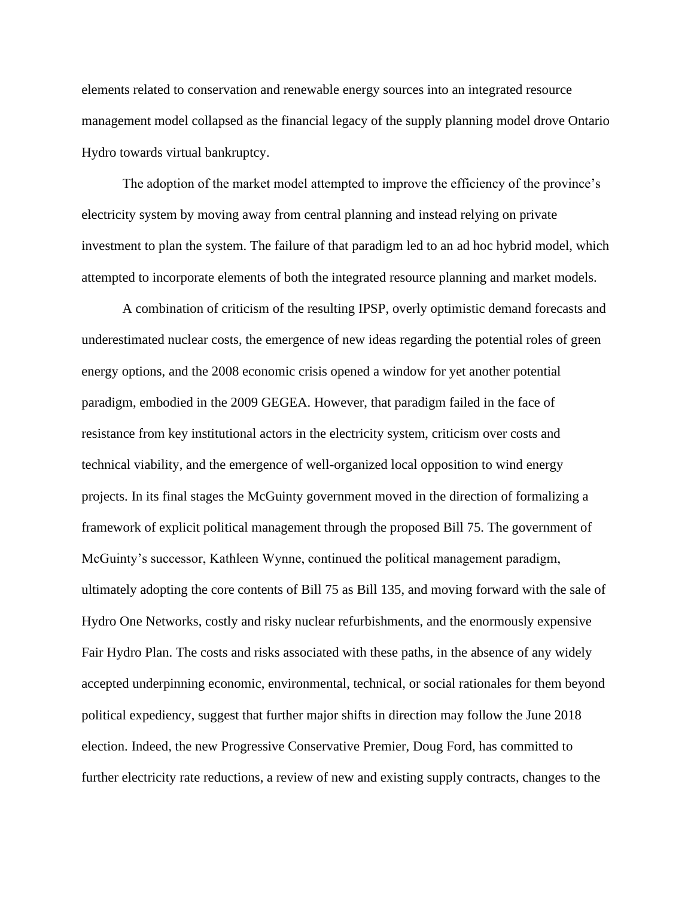elements related to conservation and renewable energy sources into an integrated resource management model collapsed as the financial legacy of the supply planning model drove Ontario Hydro towards virtual bankruptcy.

The adoption of the market model attempted to improve the efficiency of the province's electricity system by moving away from central planning and instead relying on private investment to plan the system. The failure of that paradigm led to an ad hoc hybrid model, which attempted to incorporate elements of both the integrated resource planning and market models.

A combination of criticism of the resulting IPSP, overly optimistic demand forecasts and underestimated nuclear costs, the emergence of new ideas regarding the potential roles of green energy options, and the 2008 economic crisis opened a window for yet another potential paradigm, embodied in the 2009 GEGEA. However, that paradigm failed in the face of resistance from key institutional actors in the electricity system, criticism over costs and technical viability, and the emergence of well-organized local opposition to wind energy projects. In its final stages the McGuinty government moved in the direction of formalizing a framework of explicit political management through the proposed Bill 75. The government of McGuinty's successor, Kathleen Wynne, continued the political management paradigm, ultimately adopting the core contents of Bill 75 as Bill 135, and moving forward with the sale of Hydro One Networks, costly and risky nuclear refurbishments, and the enormously expensive Fair Hydro Plan. The costs and risks associated with these paths, in the absence of any widely accepted underpinning economic, environmental, technical, or social rationales for them beyond political expediency, suggest that further major shifts in direction may follow the June 2018 election. Indeed, the new Progressive Conservative Premier, Doug Ford, has committed to further electricity rate reductions, a review of new and existing supply contracts, changes to the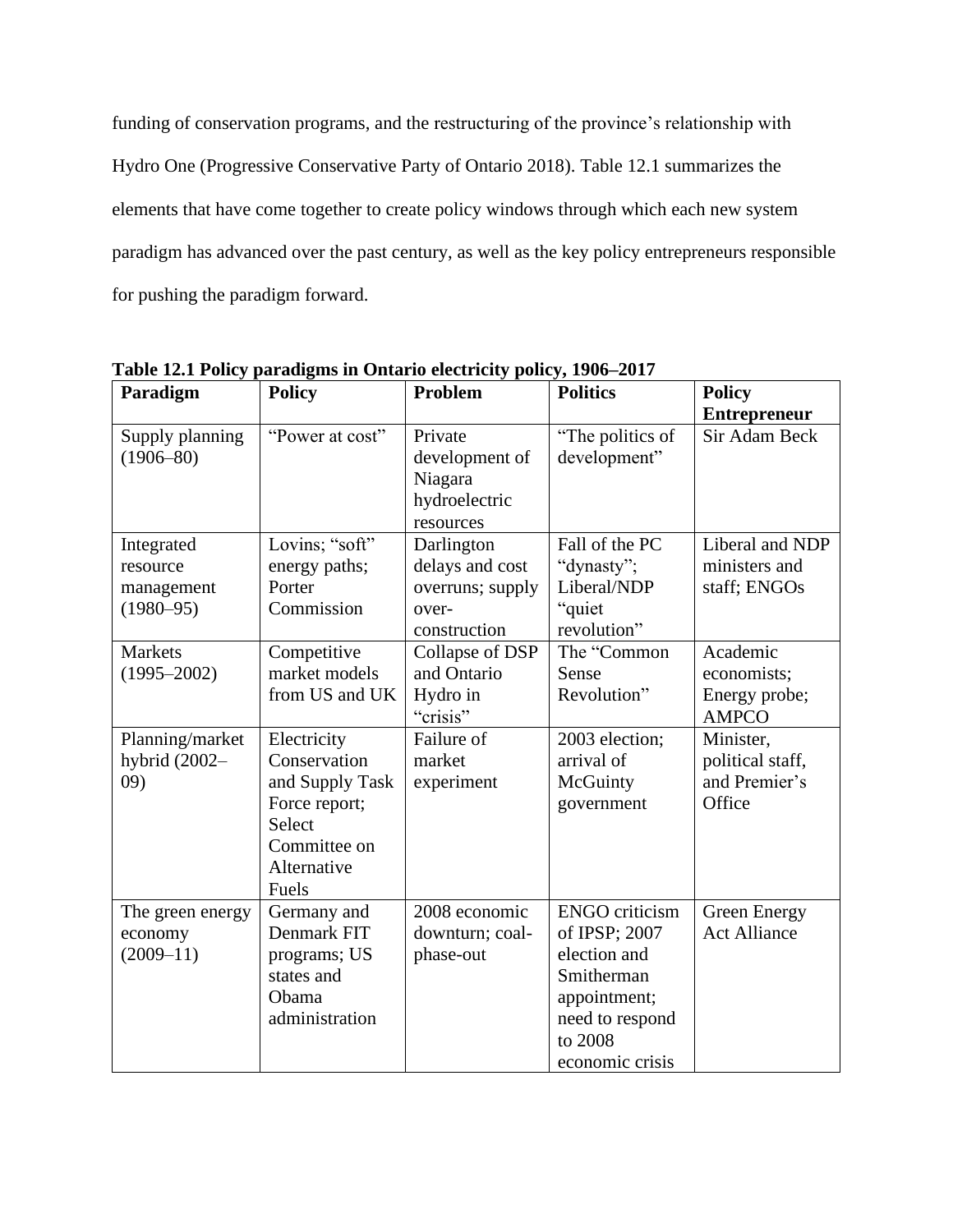funding of conservation programs, and the restructuring of the province's relationship with Hydro One (Progressive Conservative Party of Ontario 2018). Table 12.1 summarizes the elements that have come together to create policy windows through which each new system paradigm has advanced over the past century, as well as the key policy entrepreneurs responsible for pushing the paradigm forward.

**Table 12.1 Policy paradigms in Ontario electricity policy, 1906–2017**

| **Paradigm** | **Policy** | **Problem** | **Politics** | **Policy Entrepreneur** |
|---|---|---|---|---|
| Supply planning (1906–80) | "Power at cost" | Private development of Niagara hydroelectric resources | "The politics of development" | Sir Adam Beck |
| Integrated resource management (1980–95) | Lovins; "soft" energy paths; Porter Commission | Darlington delays and cost overruns; supply over-construction | Fall of the PC "dynasty"; Liberal/NDP "quiet revolution" | Liberal and NDP ministers and staff; ENGOs |
| Markets (1995–2002) | Competitive market models from US and UK | Collapse of DSP and Ontario Hydro in "crisis" | The "Common Sense Revolution" | Academic economists; Energy probe; AMPCO |
| Planning/market hybrid (2002–09) | Electricity Conservation and Supply Task Force report; Select Committee on Alternative Fuels | Failure of market experiment | 2003 election; arrival of McGuinty government | Minister, political staff, and Premier's Office |
| The green energy economy (2009–11) | Germany and Denmark FIT programs; US states and Obama administration | 2008 economic downturn; coal-phase-out | ENGO criticism of IPSP; 2007 election and Smitherman appointment; need to respond to 2008 economic crisis | Green Energy Act Alliance |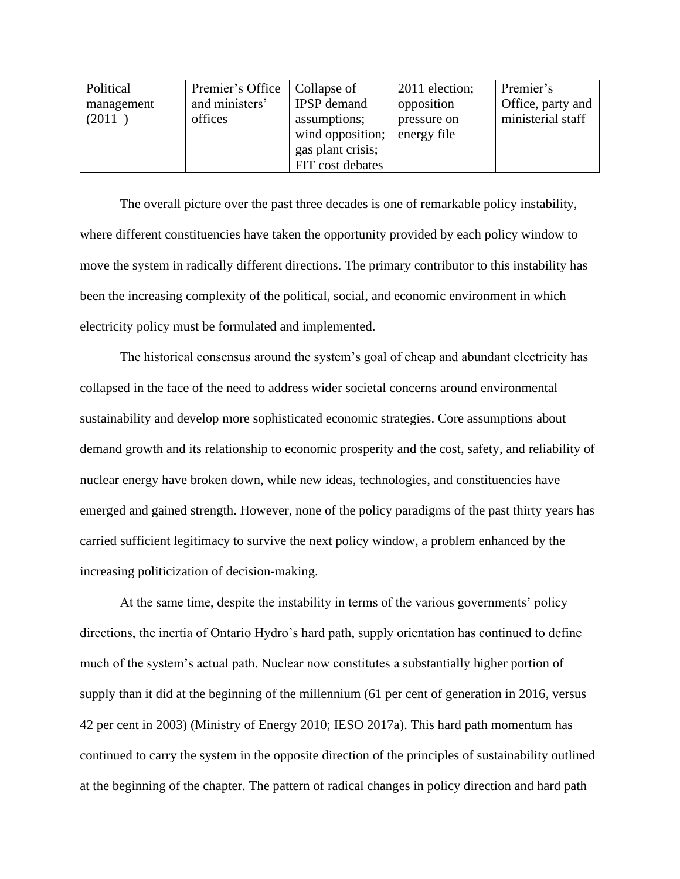| Political management (2011–) | Premier’s Office and ministers’ offices | Collapse of IPSP demand assumptions; wind opposition; gas plant crisis; FIT cost debates | 2011 election; opposition pressure on energy file | Premier’s Office, party and ministerial staff |
|---|---|---|---|---|

The overall picture over the past three decades is one of remarkable policy instability, where different constituencies have taken the opportunity provided by each policy window to move the system in radically different directions. The primary contributor to this instability has been the increasing complexity of the political, social, and economic environment in which electricity policy must be formulated and implemented.

The historical consensus around the system’s goal of cheap and abundant electricity has collapsed in the face of the need to address wider societal concerns around environmental sustainability and develop more sophisticated economic strategies. Core assumptions about demand growth and its relationship to economic prosperity and the cost, safety, and reliability of nuclear energy have broken down, while new ideas, technologies, and constituencies have emerged and gained strength. However, none of the policy paradigms of the past thirty years has carried sufficient legitimacy to survive the next policy window, a problem enhanced by the increasing politicization of decision-making.

At the same time, despite the instability in terms of the various governments’ policy directions, the inertia of Ontario Hydro’s hard path, supply orientation has continued to define much of the system’s actual path. Nuclear now constitutes a substantially higher portion of supply than it did at the beginning of the millennium (61 per cent of generation in 2016, versus 42 per cent in 2003) (Ministry of Energy 2010; IESO 2017a). This hard path momentum has continued to carry the system in the opposite direction of the principles of sustainability outlined at the beginning of the chapter. The pattern of radical changes in policy direction and hard path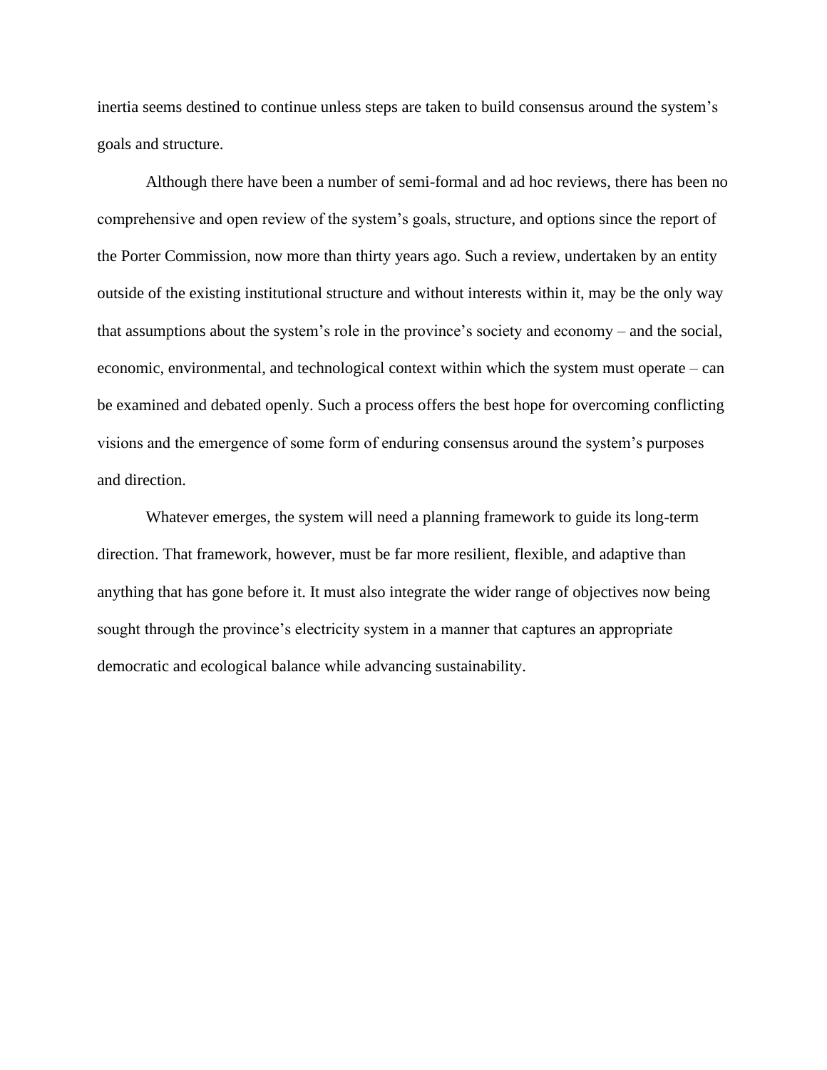inertia seems destined to continue unless steps are taken to build consensus around the system's goals and structure.

Although there have been a number of semi-formal and ad hoc reviews, there has been no comprehensive and open review of the system's goals, structure, and options since the report of the Porter Commission, now more than thirty years ago. Such a review, undertaken by an entity outside of the existing institutional structure and without interests within it, may be the only way that assumptions about the system's role in the province's society and economy – and the social, economic, environmental, and technological context within which the system must operate – can be examined and debated openly. Such a process offers the best hope for overcoming conflicting visions and the emergence of some form of enduring consensus around the system's purposes and direction.

Whatever emerges, the system will need a planning framework to guide its long-term direction. That framework, however, must be far more resilient, flexible, and adaptive than anything that has gone before it. It must also integrate the wider range of objectives now being sought through the province's electricity system in a manner that captures an appropriate democratic and ecological balance while advancing sustainability.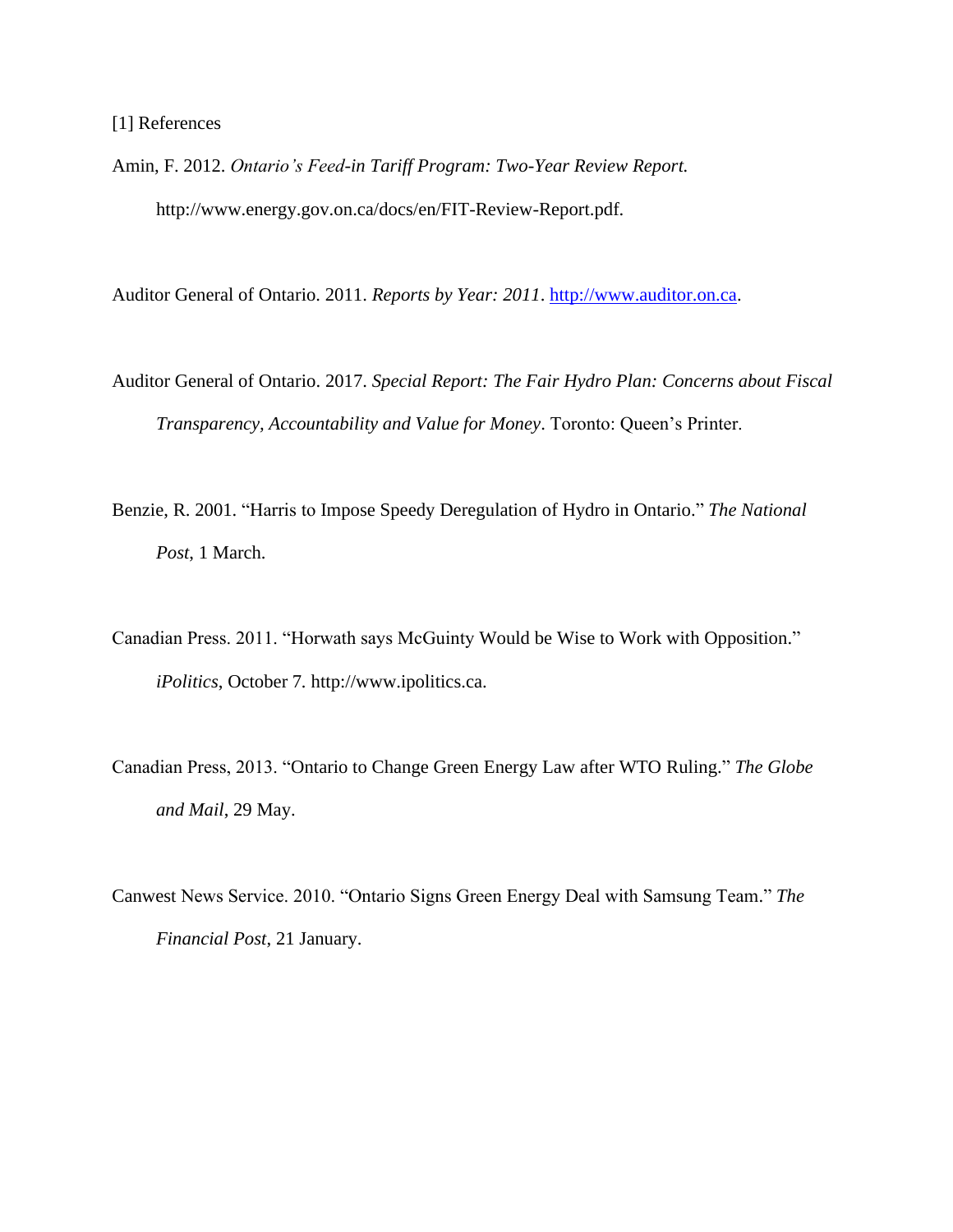[1] References

Amin, F. 2012. *Ontario's Feed-in Tariff Program: Two-Year Review Report.* http://www.energy.gov.on.ca/docs/en/FIT-Review-Report.pdf.

Auditor General of Ontario. 2011. *Reports by Year: 2011*. http://www.auditor.on.ca.

Auditor General of Ontario. 2017. *Special Report: The Fair Hydro Plan: Concerns about Fiscal Transparency, Accountability and Value for Money*. Toronto: Queen's Printer.

Benzie, R. 2001. "Harris to Impose Speedy Deregulation of Hydro in Ontario." *The National Post*, 1 March.

Canadian Press. 2011. "Horwath says McGuinty Would be Wise to Work with Opposition." *iPolitics*, October 7. http://www.ipolitics.ca.

Canadian Press, 2013. "Ontario to Change Green Energy Law after WTO Ruling." *The Globe and Mail*, 29 May.

Canwest News Service. 2010. "Ontario Signs Green Energy Deal with Samsung Team." *The Financial Post*, 21 January.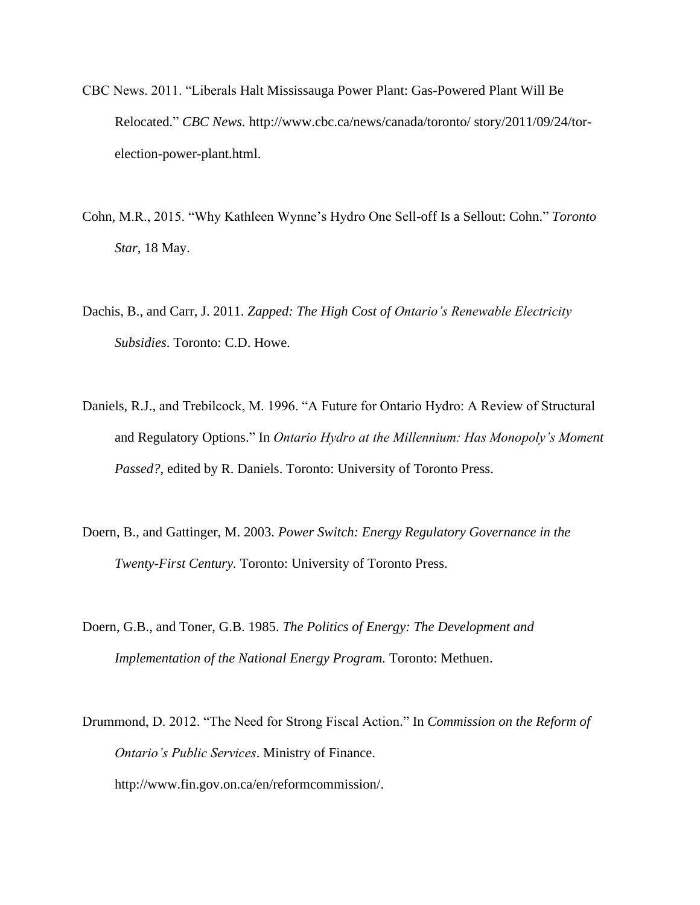CBC News. 2011. "Liberals Halt Mississauga Power Plant: Gas-Powered Plant Will Be Relocated." *CBC News.* http://www.cbc.ca/news/canada/toronto/ story/2011/09/24/tor-election-power-plant.html.

Cohn, M.R., 2015. "Why Kathleen Wynne's Hydro One Sell-off Is a Sellout: Cohn." *Toronto Star*, 18 May.

Dachis, B., and Carr, J. 2011. *Zapped: The High Cost of Ontario's Renewable Electricity Subsidies*. Toronto: C.D. Howe.

Daniels, R.J., and Trebilcock, M. 1996. "A Future for Ontario Hydro: A Review of Structural and Regulatory Options." In *Ontario Hydro at the Millennium: Has Monopoly's Moment Passed?,* edited by R. Daniels. Toronto: University of Toronto Press.

Doern, B., and Gattinger, M. 2003. *Power Switch: Energy Regulatory Governance in the Twenty-First Century.* Toronto: University of Toronto Press.

Doern, G.B., and Toner, G.B. 1985. *The Politics of Energy: The Development and Implementation of the National Energy Program.* Toronto: Methuen.

Drummond, D. 2012. "The Need for Strong Fiscal Action." In *Commission on the Reform of Ontario's Public Services*. Ministry of Finance. http://www.fin.gov.on.ca/en/reformcommission/.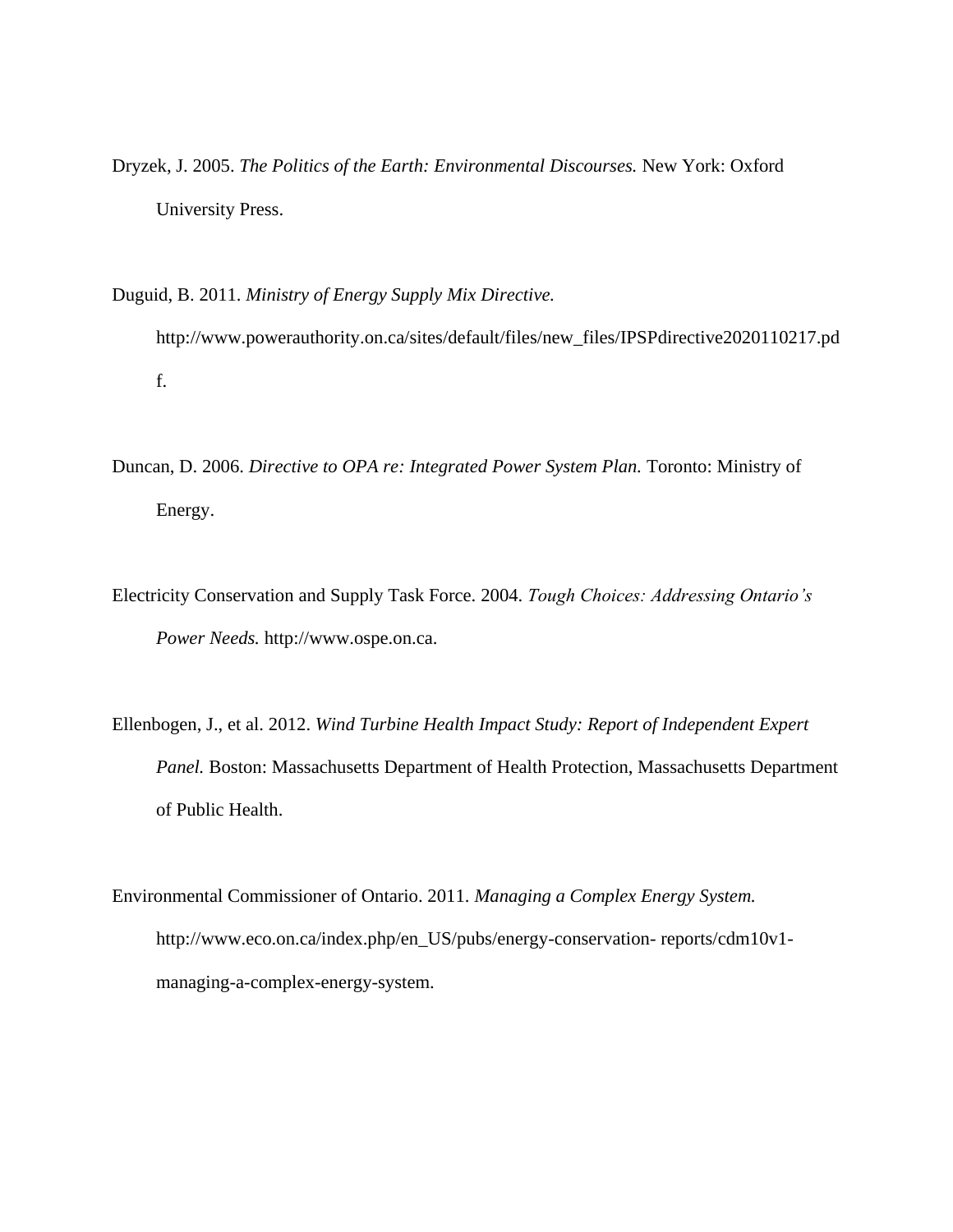Dryzek, J. 2005. *The Politics of the Earth: Environmental Discourses.* New York: Oxford University Press.

Duguid, B. 2011. *Ministry of Energy Supply Mix Directive.* http://www.powerauthority.on.ca/sites/default/files/new_files/IPSPdirective2020110217.pdf.

Duncan, D. 2006. *Directive to OPA re: Integrated Power System Plan.* Toronto: Ministry of Energy.

Electricity Conservation and Supply Task Force. 2004. *Tough Choices: Addressing Ontario's Power Needs.* http://www.ospe.on.ca.

Ellenbogen, J., et al. 2012. *Wind Turbine Health Impact Study: Report of Independent Expert Panel.* Boston: Massachusetts Department of Health Protection, Massachusetts Department of Public Health.

Environmental Commissioner of Ontario. 2011. *Managing a Complex Energy System.* http://www.eco.on.ca/index.php/en_US/pubs/energy-conservation- reports/cdm10v1-managing-a-complex-energy-system.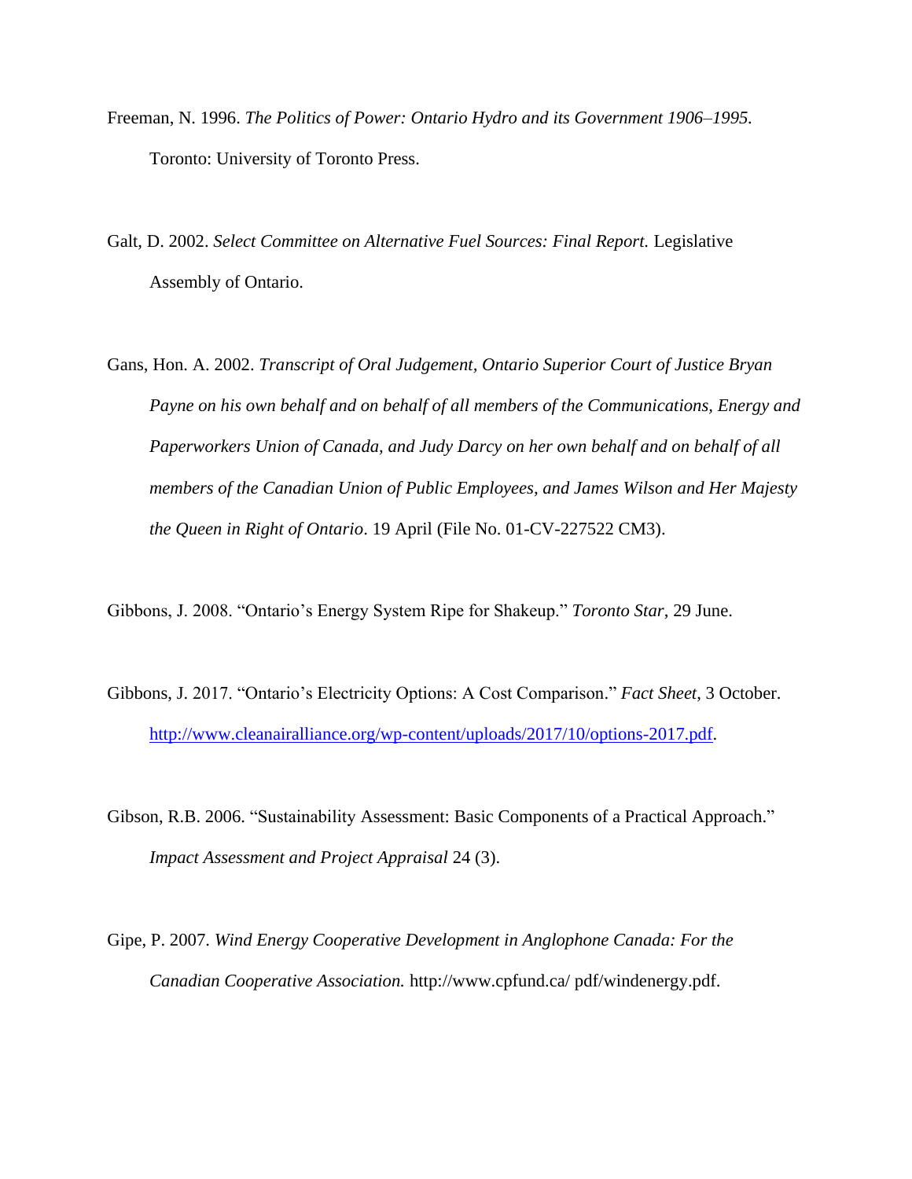Freeman, N. 1996. *The Politics of Power: Ontario Hydro and its Government 1906–1995.* Toronto: University of Toronto Press.

Galt, D. 2002. *Select Committee on Alternative Fuel Sources: Final Report.* Legislative Assembly of Ontario.

Gans, Hon. A. 2002. *Transcript of Oral Judgement, Ontario Superior Court of Justice Bryan Payne on his own behalf and on behalf of all members of the Communications, Energy and Paperworkers Union of Canada, and Judy Darcy on her own behalf and on behalf of all members of the Canadian Union of Public Employees, and James Wilson and Her Majesty the Queen in Right of Ontario*. 19 April (File No. 01-CV-227522 CM3).

Gibbons, J. 2008. "Ontario's Energy System Ripe for Shakeup." *Toronto Star*, 29 June.

Gibbons, J. 2017. "Ontario's Electricity Options: A Cost Comparison." *Fact Sheet*, 3 October. http://www.cleanairalliance.org/wp-content/uploads/2017/10/options-2017.pdf.

Gibson, R.B. 2006. "Sustainability Assessment: Basic Components of a Practical Approach." *Impact Assessment and Project Appraisal* 24 (3).

Gipe, P. 2007. *Wind Energy Cooperative Development in Anglophone Canada: For the Canadian Cooperative Association.* http://www.cpfund.ca/ pdf/windenergy.pdf.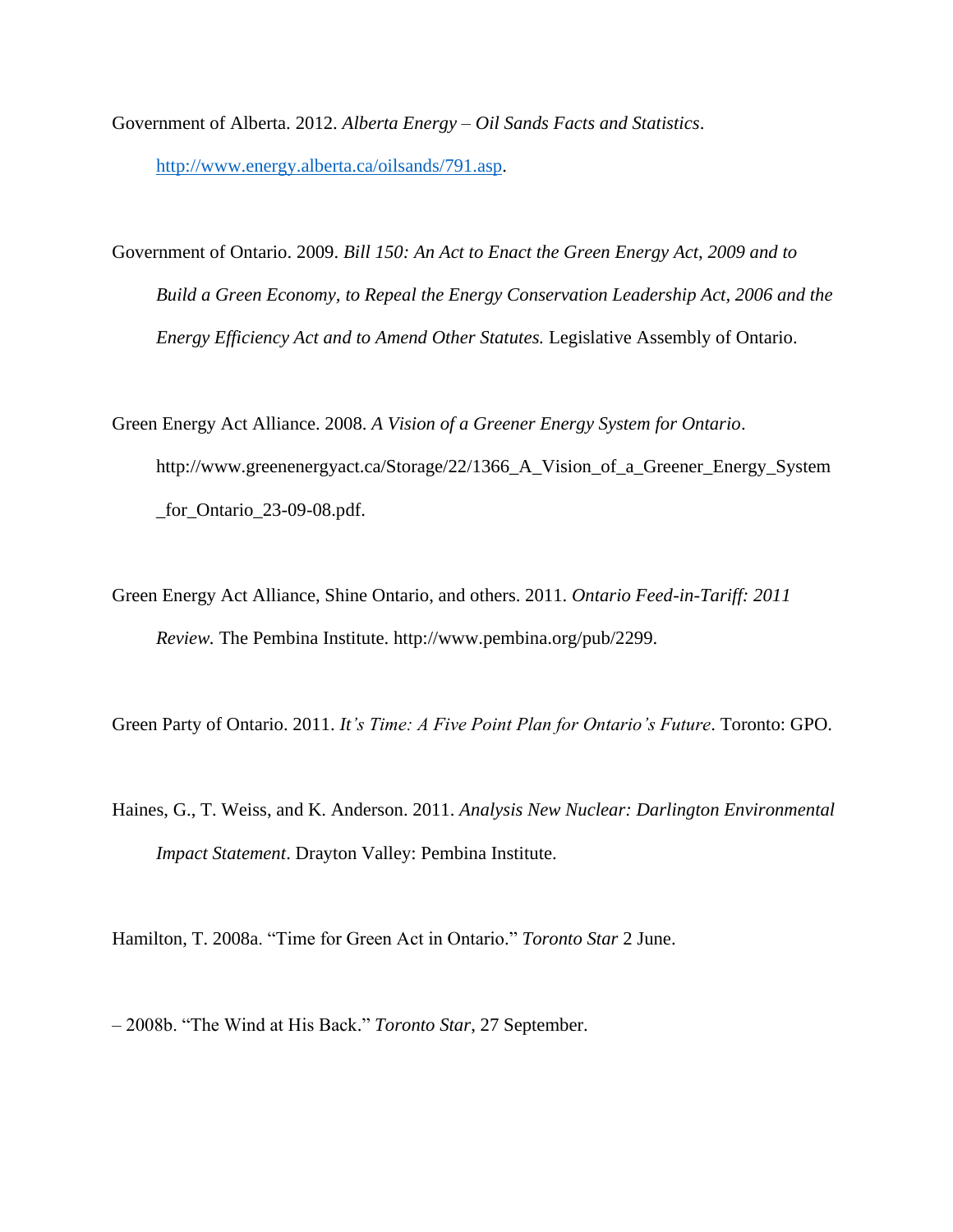Government of Alberta. 2012. *Alberta Energy – Oil Sands Facts and Statistics*. http://www.energy.alberta.ca/oilsands/791.asp.

Government of Ontario. 2009. *Bill 150: An Act to Enact the Green Energy Act, 2009 and to Build a Green Economy, to Repeal the Energy Conservation Leadership Act, 2006 and the Energy Efficiency Act and to Amend Other Statutes.* Legislative Assembly of Ontario.

Green Energy Act Alliance. 2008. *A Vision of a Greener Energy System for Ontario*. http://www.greenenergyact.ca/Storage/22/1366_A_Vision_of_a_Greener_Energy_System_for_Ontario_23-09-08.pdf.

Green Energy Act Alliance, Shine Ontario, and others. 2011. *Ontario Feed-in-Tariff: 2011 Review.* The Pembina Institute. http://www.pembina.org/pub/2299.

Green Party of Ontario. 2011. *It's Time: A Five Point Plan for Ontario's Future*. Toronto: GPO.

Haines, G., T. Weiss, and K. Anderson. 2011. *Analysis New Nuclear: Darlington Environmental Impact Statement*. Drayton Valley: Pembina Institute.

Hamilton, T. 2008a. "Time for Green Act in Ontario." *Toronto Star* 2 June.

– 2008b. "The Wind at His Back." *Toronto Star*, 27 September.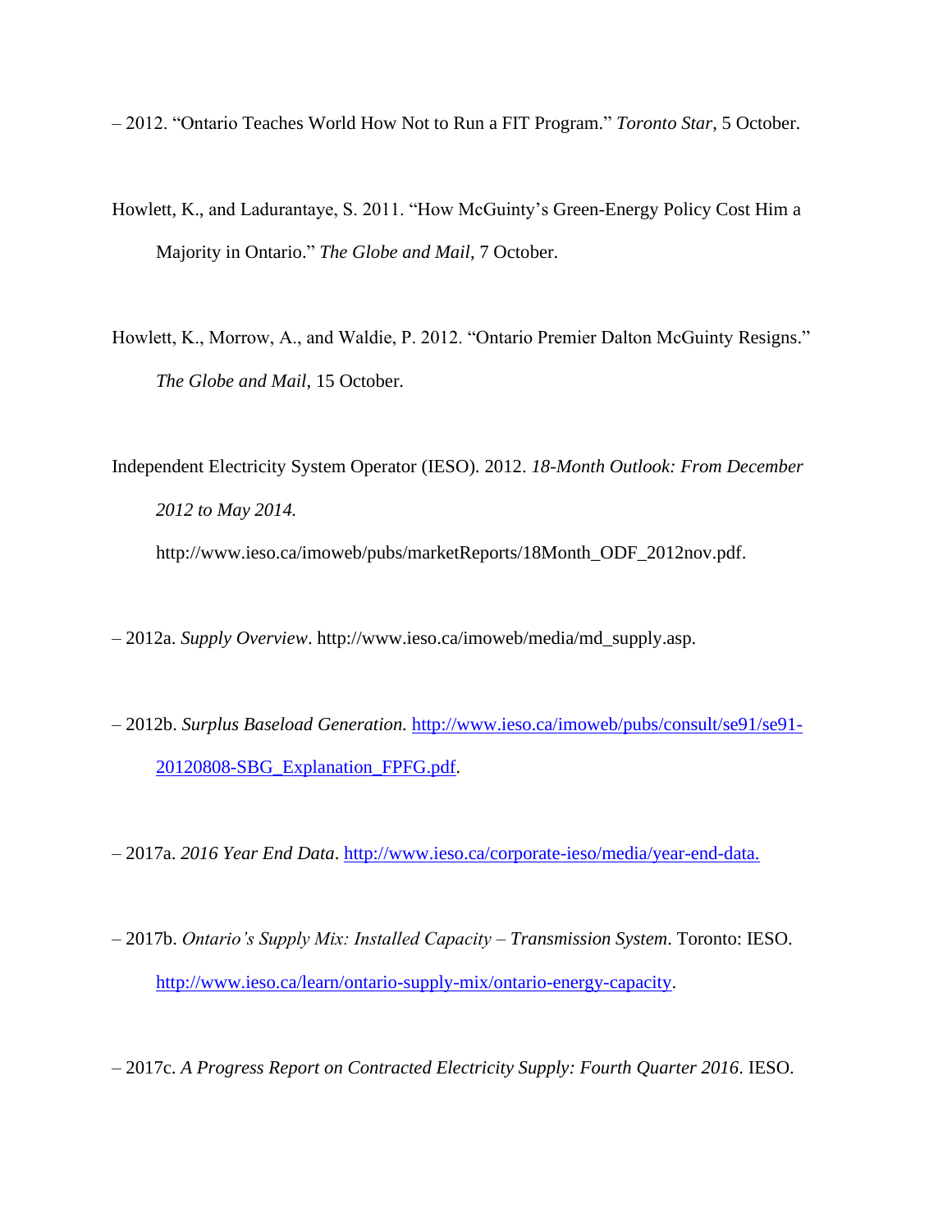– 2012. "Ontario Teaches World How Not to Run a FIT Program." *Toronto Star*, 5 October.

Howlett, K., and Ladurantaye, S. 2011. "How McGuinty's Green-Energy Policy Cost Him a Majority in Ontario." *The Globe and Mail*, 7 October.

Howlett, K., Morrow, A., and Waldie, P. 2012. "Ontario Premier Dalton McGuinty Resigns." *The Globe and Mail*, 15 October.

Independent Electricity System Operator (IESO). 2012. *18-Month Outlook: From December 2012 to May 2014.* http://www.ieso.ca/imoweb/pubs/marketReports/18Month_ODF_2012nov.pdf.

– 2012a. *Supply Overview*. http://www.ieso.ca/imoweb/media/md_supply.asp.

– 2012b. *Surplus Baseload Generation.* http://www.ieso.ca/imoweb/pubs/consult/se91/se91-20120808-SBG_Explanation_FPFG.pdf.

– 2017a. *2016 Year End Data*. http://www.ieso.ca/corporate-ieso/media/year-end-data.

– 2017b. *Ontario's Supply Mix: Installed Capacity – Transmission System*. Toronto: IESO. http://www.ieso.ca/learn/ontario-supply-mix/ontario-energy-capacity.

– 2017c. *A Progress Report on Contracted Electricity Supply: Fourth Quarter 2016*. IESO.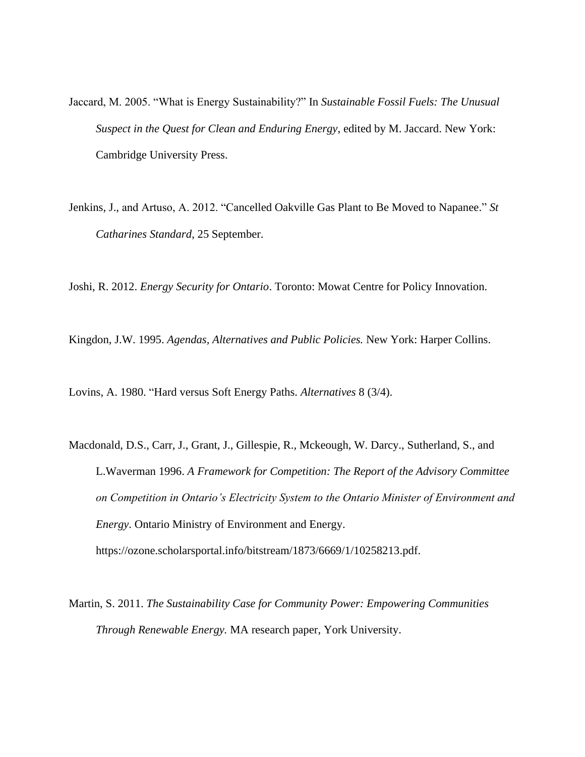Jaccard, M. 2005. “What is Energy Sustainability?” In *Sustainable Fossil Fuels: The Unusual Suspect in the Quest for Clean and Enduring Energy*, edited by M. Jaccard. New York: Cambridge University Press.

Jenkins, J., and Artuso, A. 2012. “Cancelled Oakville Gas Plant to Be Moved to Napanee.” *St Catharines Standard*, 25 September.

Joshi, R. 2012. *Energy Security for Ontario*. Toronto: Mowat Centre for Policy Innovation.

Kingdon, J.W. 1995. *Agendas, Alternatives and Public Policies.* New York: Harper Collins.

Lovins, A. 1980. “Hard versus Soft Energy Paths. *Alternatives* 8 (3/4).

Macdonald, D.S., Carr, J., Grant, J., Gillespie, R., Mckeough, W. Darcy., Sutherland, S., and L.Waverman 1996. *A Framework for Competition: The Report of the Advisory Committee on Competition in Ontario’s Electricity System to the Ontario Minister of Environment and Energy*. Ontario Ministry of Environment and Energy. https://ozone.scholarsportal.info/bitstream/1873/6669/1/10258213.pdf.

Martin, S. 2011. *The Sustainability Case for Community Power: Empowering Communities Through Renewable Energy.* MA research paper, York University.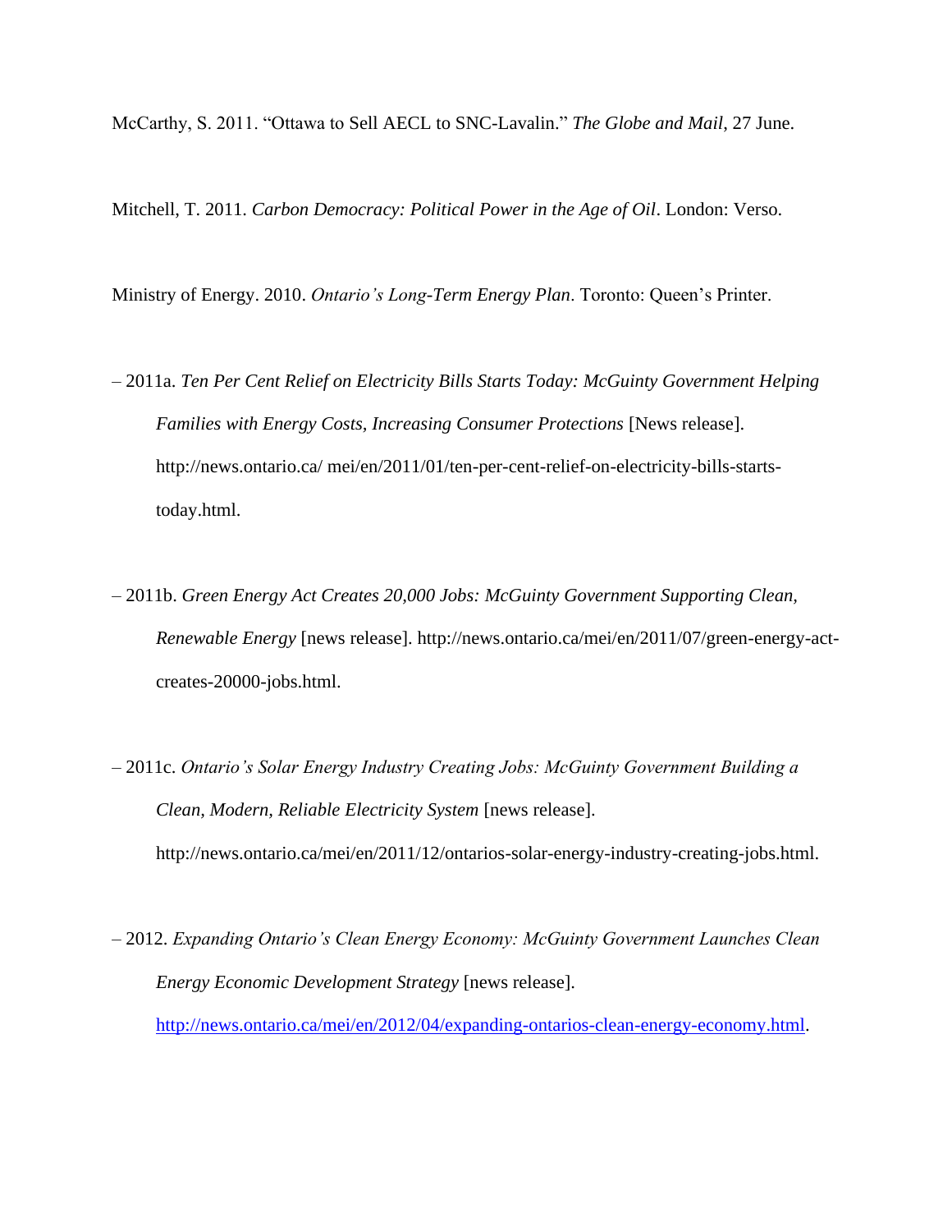McCarthy, S. 2011. "Ottawa to Sell AECL to SNC-Lavalin." *The Globe and Mail*, 27 June.

Mitchell, T. 2011. *Carbon Democracy: Political Power in the Age of Oil*. London: Verso.

Ministry of Energy. 2010. *Ontario's Long-Term Energy Plan*. Toronto: Queen's Printer.

– 2011a. *Ten Per Cent Relief on Electricity Bills Starts Today: McGuinty Government Helping Families with Energy Costs, Increasing Consumer Protections* [News release]. http://news.ontario.ca/ mei/en/2011/01/ten-per-cent-relief-on-electricity-bills-starts-today.html.

– 2011b. *Green Energy Act Creates 20,000 Jobs: McGuinty Government Supporting Clean, Renewable Energy* [news release]. http://news.ontario.ca/mei/en/2011/07/green-energy-act-creates-20000-jobs.html.

– 2011c. *Ontario's Solar Energy Industry Creating Jobs: McGuinty Government Building a Clean, Modern, Reliable Electricity System* [news release]. http://news.ontario.ca/mei/en/2011/12/ontarios-solar-energy-industry-creating-jobs.html.

– 2012. *Expanding Ontario's Clean Energy Economy: McGuinty Government Launches Clean Energy Economic Development Strategy* [news release]. http://news.ontario.ca/mei/en/2012/04/expanding-ontarios-clean-energy-economy.html.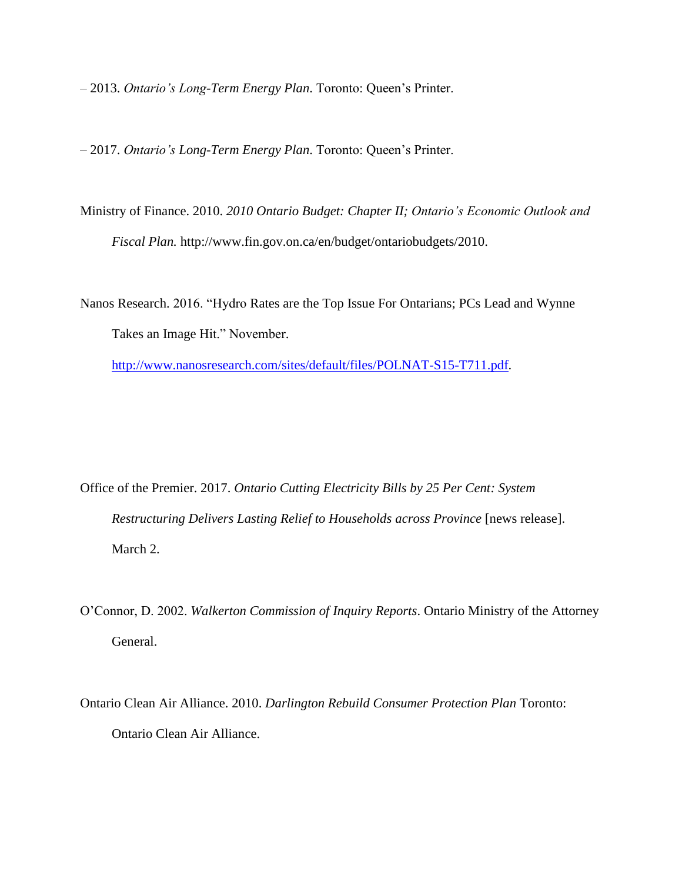– 2013. *Ontario's Long-Term Energy Plan*. Toronto: Queen's Printer.

– 2017. *Ontario's Long-Term Energy Plan*. Toronto: Queen's Printer.

Ministry of Finance. 2010. *2010 Ontario Budget: Chapter II; Ontario's Economic Outlook and Fiscal Plan.* http://www.fin.gov.on.ca/en/budget/ontariobudgets/2010.

Nanos Research. 2016. "Hydro Rates are the Top Issue For Ontarians; PCs Lead and Wynne Takes an Image Hit." November. http://www.nanosresearch.com/sites/default/files/POLNAT-S15-T711.pdf.

Office of the Premier. 2017. *Ontario Cutting Electricity Bills by 25 Per Cent: System Restructuring Delivers Lasting Relief to Households across Province* [news release]. March 2.

O'Connor, D. 2002. *Walkerton Commission of Inquiry Reports*. Ontario Ministry of the Attorney General.

Ontario Clean Air Alliance. 2010. *Darlington Rebuild Consumer Protection Plan* Toronto: Ontario Clean Air Alliance.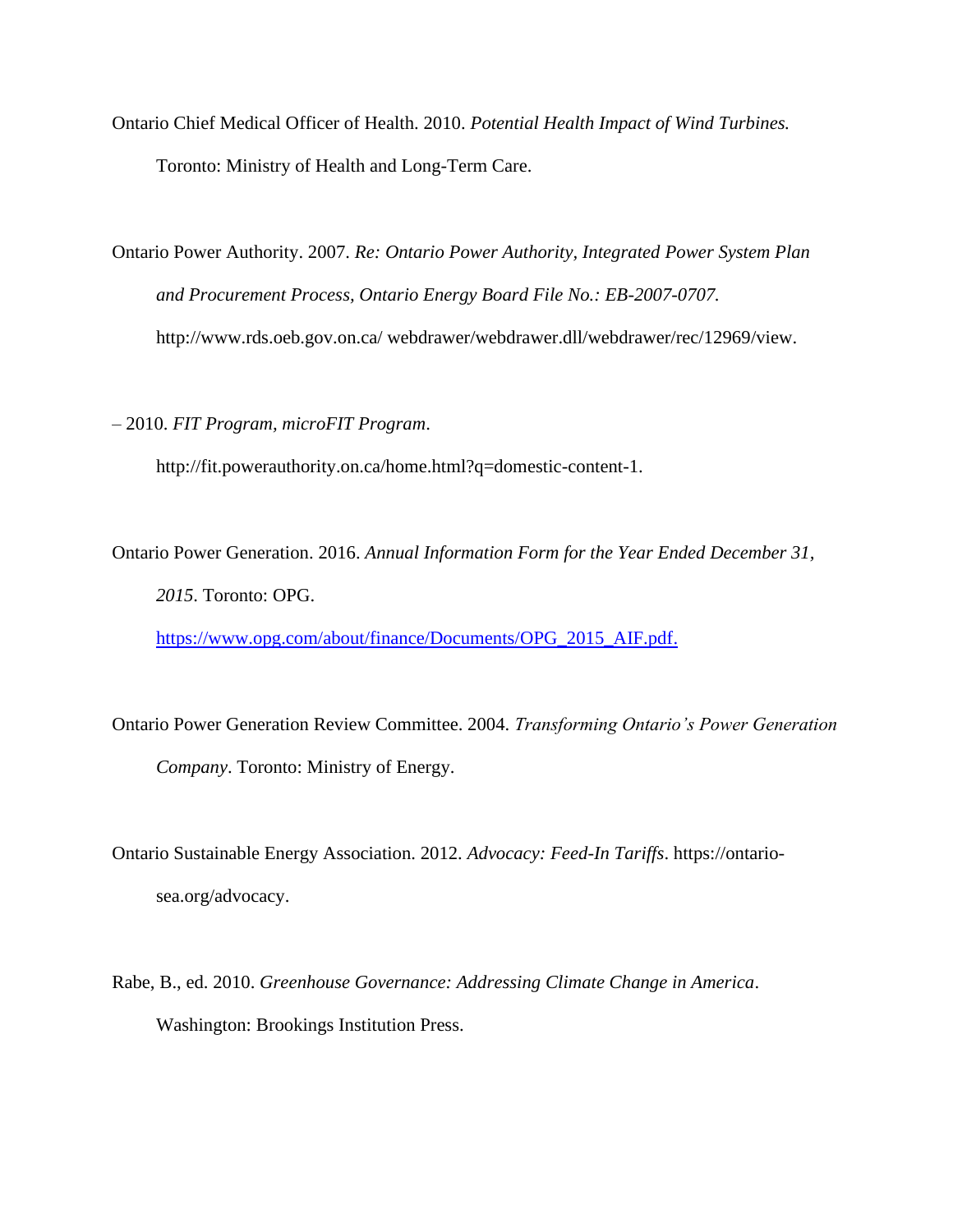Ontario Chief Medical Officer of Health. 2010. *Potential Health Impact of Wind Turbines.* Toronto: Ministry of Health and Long-Term Care.

Ontario Power Authority. 2007. *Re: Ontario Power Authority, Integrated Power System Plan and Procurement Process, Ontario Energy Board File No.: EB-2007-0707.* http://www.rds.oeb.gov.on.ca/ webdrawer/webdrawer.dll/webdrawer/rec/12969/view.

– 2010. *FIT Program, microFIT Program*. http://fit.powerauthority.on.ca/home.html?q=domestic-content-1.

Ontario Power Generation. 2016. *Annual Information Form for the Year Ended December 31, 2015*. Toronto: OPG. https://www.opg.com/about/finance/Documents/OPG_2015_AIF.pdf.

Ontario Power Generation Review Committee. 2004. *Transforming Ontario's Power Generation Company*. Toronto: Ministry of Energy.

Ontario Sustainable Energy Association. 2012. *Advocacy: Feed-In Tariffs*. https://ontario-sea.org/advocacy.

Rabe, B., ed. 2010. *Greenhouse Governance: Addressing Climate Change in America*. Washington: Brookings Institution Press.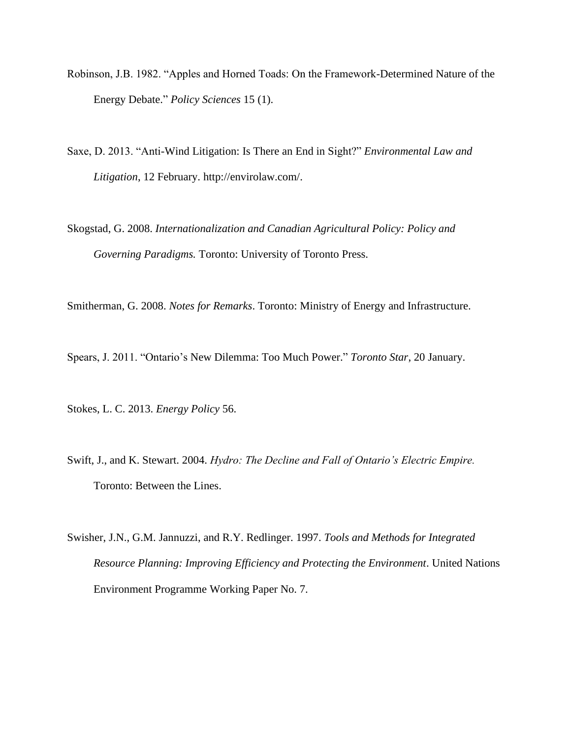Robinson, J.B. 1982. “Apples and Horned Toads: On the Framework-Determined Nature of the Energy Debate.” *Policy Sciences* 15 (1).

Saxe, D. 2013. “Anti-Wind Litigation: Is There an End in Sight?” *Environmental Law and Litigation*, 12 February. http://envirolaw.com/.

Skogstad, G. 2008. *Internationalization and Canadian Agricultural Policy: Policy and Governing Paradigms.* Toronto: University of Toronto Press.

Smitherman, G. 2008. *Notes for Remarks*. Toronto: Ministry of Energy and Infrastructure.

Spears, J. 2011. “Ontario’s New Dilemma: Too Much Power.” *Toronto Star*, 20 January.

Stokes, L. C. 2013. *Energy Policy* 56.

Swift, J., and K. Stewart. 2004. *Hydro: The Decline and Fall of Ontario’s Electric Empire.* Toronto: Between the Lines.

Swisher, J.N., G.M. Jannuzzi, and R.Y. Redlinger. 1997. *Tools and Methods for Integrated Resource Planning: Improving Efficiency and Protecting the Environment*. United Nations Environment Programme Working Paper No. 7.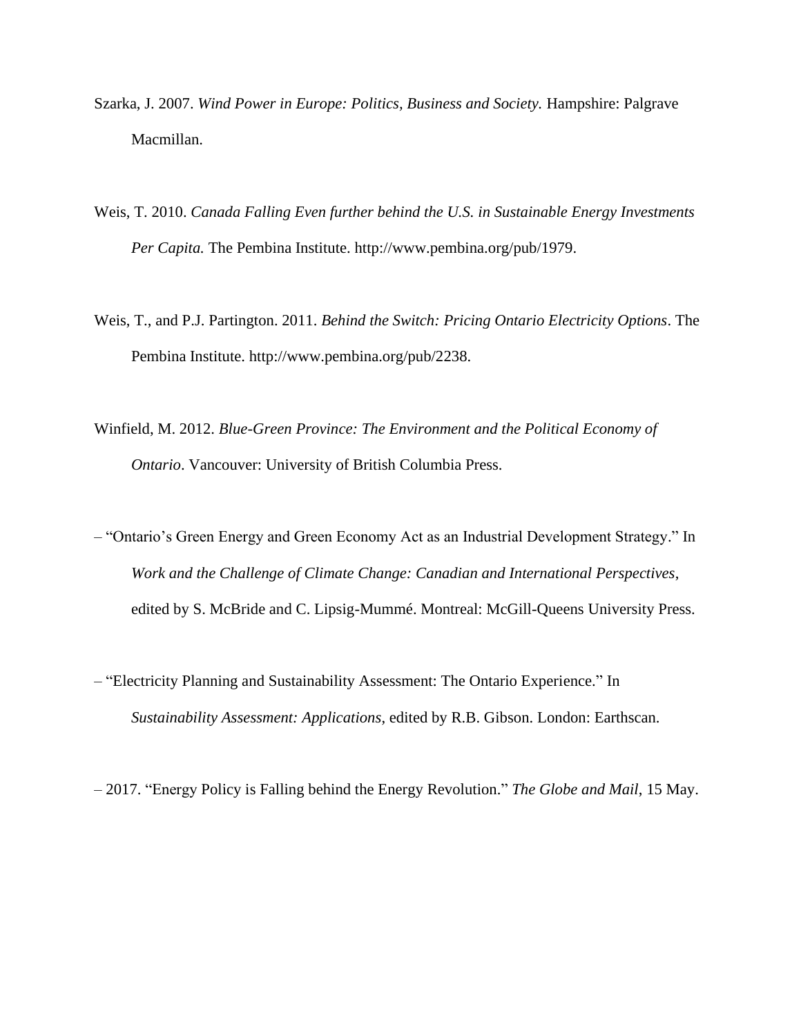Szarka, J. 2007. *Wind Power in Europe: Politics, Business and Society.* Hampshire: Palgrave Macmillan.

Weis, T. 2010. *Canada Falling Even further behind the U.S. in Sustainable Energy Investments Per Capita.* The Pembina Institute. http://www.pembina.org/pub/1979.

Weis, T., and P.J. Partington. 2011. *Behind the Switch: Pricing Ontario Electricity Options*. The Pembina Institute. http://www.pembina.org/pub/2238.

Winfield, M. 2012. *Blue-Green Province: The Environment and the Political Economy of Ontario*. Vancouver: University of British Columbia Press.

– "Ontario's Green Energy and Green Economy Act as an Industrial Development Strategy." In *Work and the Challenge of Climate Change: Canadian and International Perspectives*, edited by S. McBride and C. Lipsig-Mummé. Montreal: McGill-Queens University Press.

– "Electricity Planning and Sustainability Assessment: The Ontario Experience." In *Sustainability Assessment: Applications*, edited by R.B. Gibson. London: Earthscan.

– 2017. "Energy Policy is Falling behind the Energy Revolution." *The Globe and Mail*, 15 May.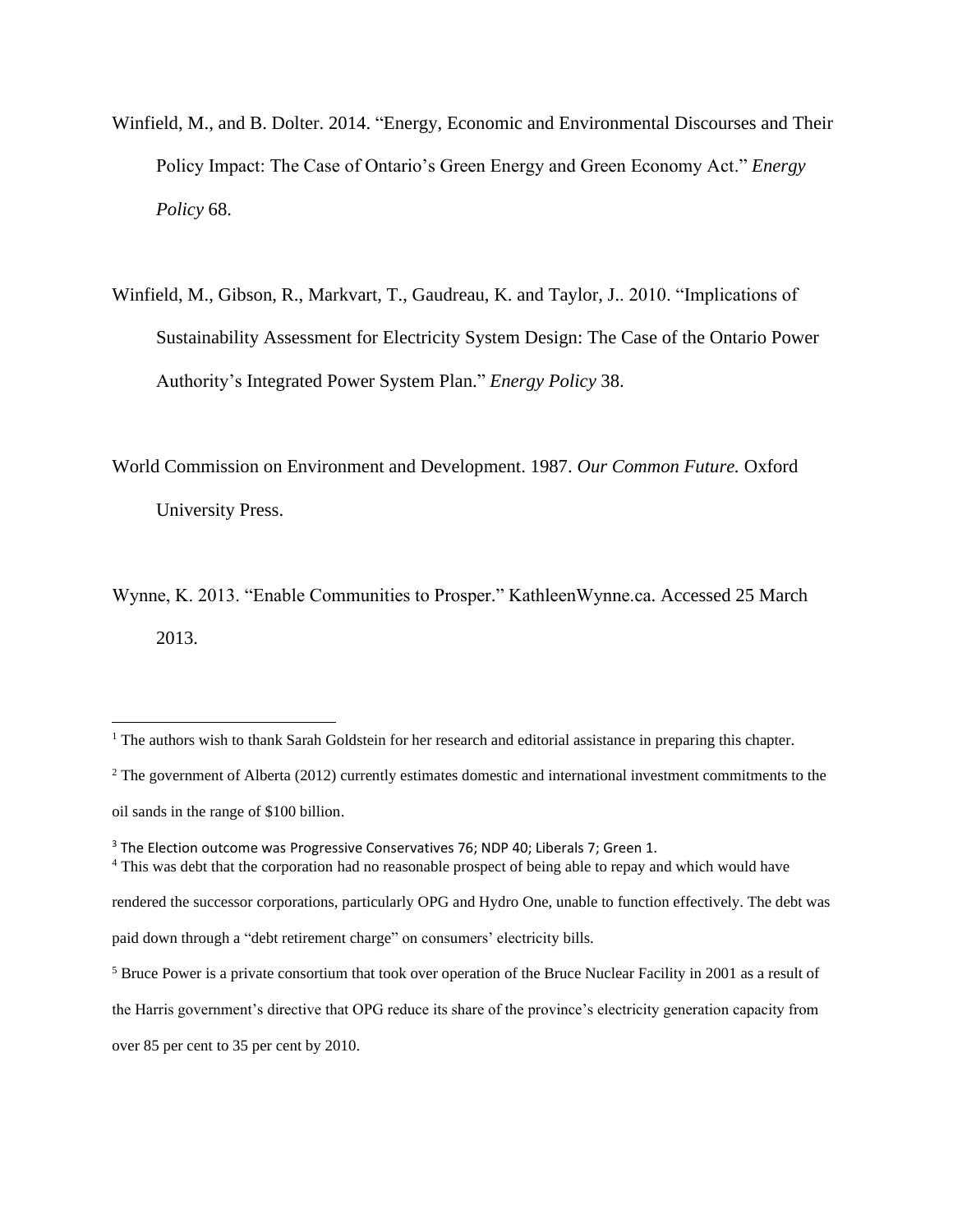Winfield, M., and B. Dolter. 2014. “Energy, Economic and Environmental Discourses and Their Policy Impact: The Case of Ontario’s Green Energy and Green Economy Act.” *Energy Policy* 68.

Winfield, M., Gibson, R., Markvart, T., Gaudreau, K. and Taylor, J.. 2010. “Implications of Sustainability Assessment for Electricity System Design: The Case of the Ontario Power Authority’s Integrated Power System Plan.” *Energy Policy* 38.

World Commission on Environment and Development. 1987. *Our Common Future.* Oxford University Press.

Wynne, K. 2013. “Enable Communities to Prosper.” KathleenWynne.ca. Accessed 25 March 2013.

---

[1] The authors wish to thank Sarah Goldstein for her research and editorial assistance in preparing this chapter.

[2] The government of Alberta (2012) currently estimates domestic and international investment commitments to the oil sands in the range of $100 billion.

[3] The Election outcome was Progressive Conservatives 76; NDP 40; Liberals 7; Green 1.

[4] This was debt that the corporation had no reasonable prospect of being able to repay and which would have rendered the successor corporations, particularly OPG and Hydro One, unable to function effectively. The debt was paid down through a “debt retirement charge” on consumers’ electricity bills.

[5] Bruce Power is a private consortium that took over operation of the Bruce Nuclear Facility in 2001 as a result of the Harris government’s directive that OPG reduce its share of the province’s electricity generation capacity from over 85 per cent to 35 per cent by 2010.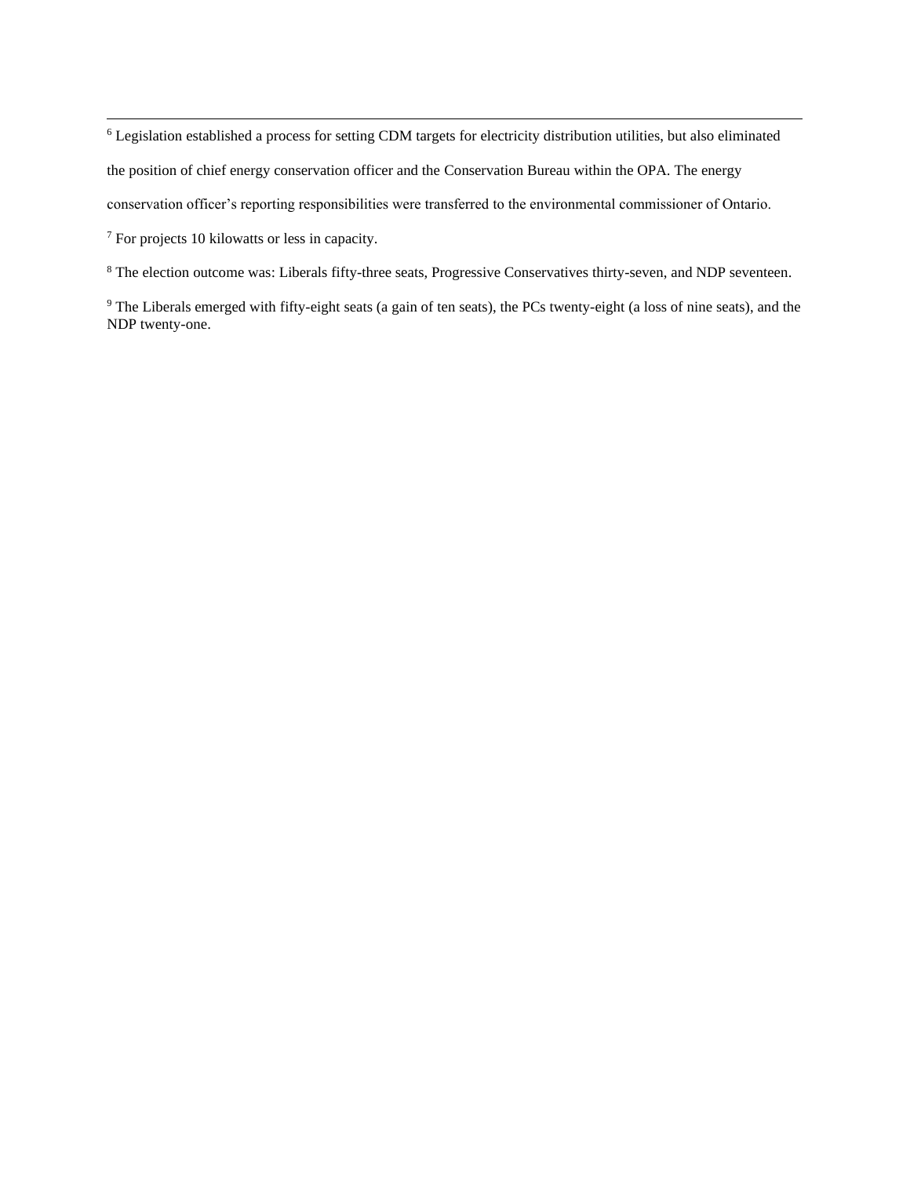[6] Legislation established a process for setting CDM targets for electricity distribution utilities, but also eliminated the position of chief energy conservation officer and the Conservation Bureau within the OPA. The energy conservation officer's reporting responsibilities were transferred to the environmental commissioner of Ontario.

[7] For projects 10 kilowatts or less in capacity.

[8] The election outcome was: Liberals fifty-three seats, Progressive Conservatives thirty-seven, and NDP seventeen.

[9] The Liberals emerged with fifty-eight seats (a gain of ten seats), the PCs twenty-eight (a loss of nine seats), and the NDP twenty-one.